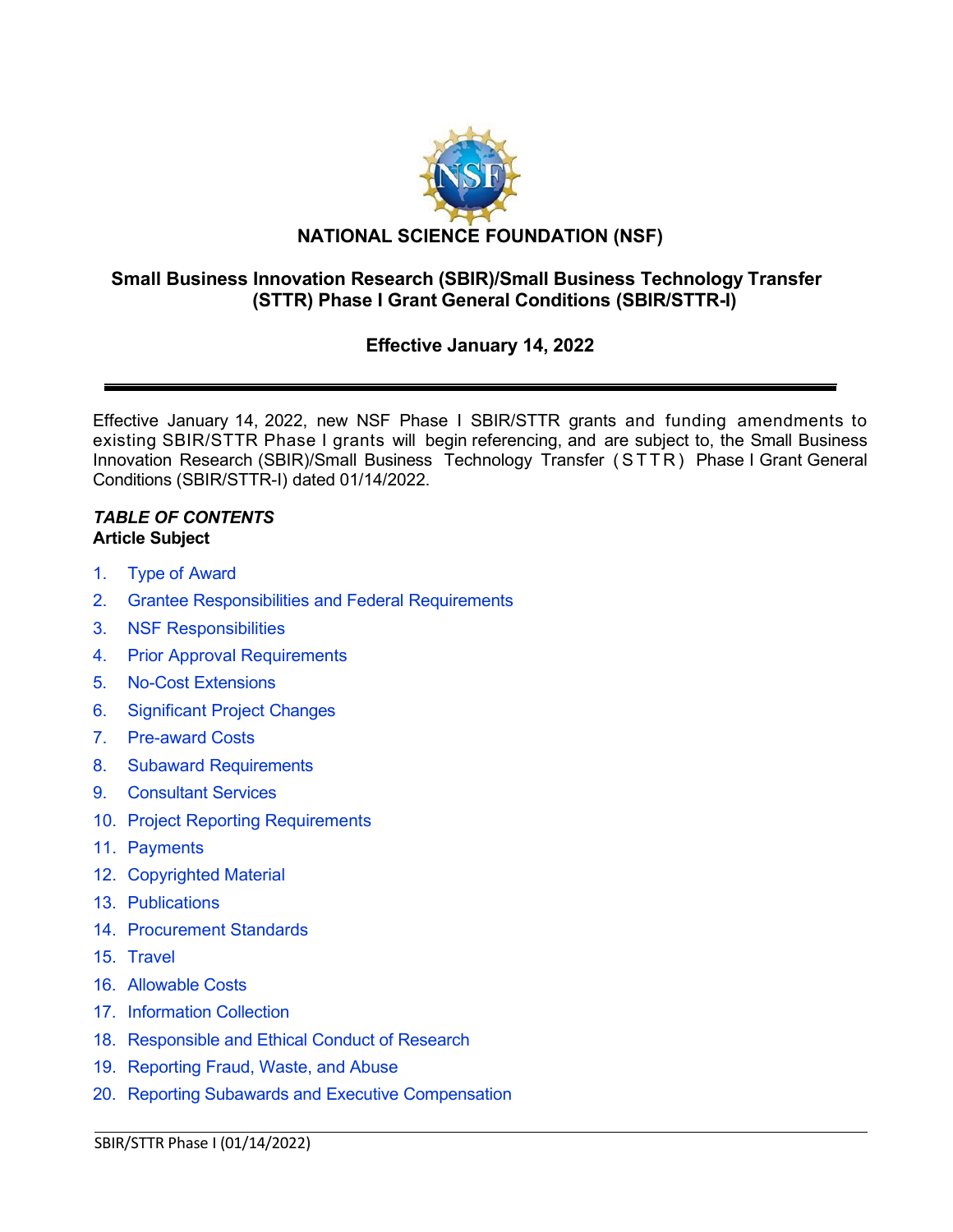# NATIONAL SCIENCE FOUNDATION (NSF)

## Small Business Innovation Research (SBIR)/Small Business Technology Transfer (STTR) Phase I Grant General Conditions (SBIR/STTR-I)

### Effective January 14, 2022

---

Effective January 14, 2022, new NSF Phase I SBIR/STTR grants and funding amendments to existing SBIR/STTR Phase I grants will begin referencing, and are subject to, the Small Business Innovation Research (SBIR)/Small Business Technology Transfer (STTR) Phase I Grant General Conditions (SBIR/STTR-I) dated 01/14/2022.

***TABLE OF CONTENTS***

**Article Subject**

1. Type of Award
2. Grantee Responsibilities and Federal Requirements
3. NSF Responsibilities
4. Prior Approval Requirements
5. No-Cost Extensions
6. Significant Project Changes
7. Pre-award Costs
8. Subaward Requirements
9. Consultant Services
10. Project Reporting Requirements
11. Payments
12. Copyrighted Material
13. Publications
14. Procurement Standards
15. Travel
16. Allowable Costs
17. Information Collection
18. Responsible and Ethical Conduct of Research
19. Reporting Fraud, Waste, and Abuse
20. Reporting Subawards and Executive Compensation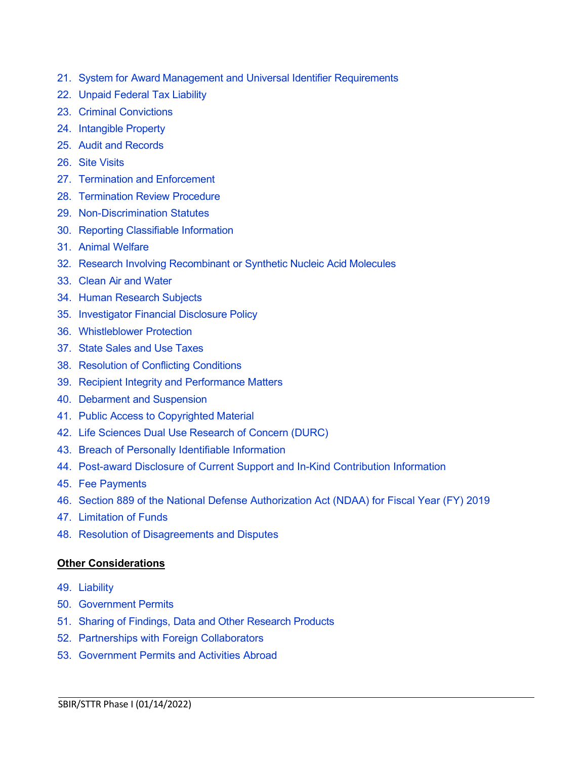21. System for Award Management and Universal Identifier Requirements
22. Unpaid Federal Tax Liability
23. Criminal Convictions
24. Intangible Property
25. Audit and Records
26. Site Visits
27. Termination and Enforcement
28. Termination Review Procedure
29. Non-Discrimination Statutes
30. Reporting Classifiable Information
31. Animal Welfare
32. Research Involving Recombinant or Synthetic Nucleic Acid Molecules
33. Clean Air and Water
34. Human Research Subjects
35. Investigator Financial Disclosure Policy
36. Whistleblower Protection
37. State Sales and Use Taxes
38. Resolution of Conflicting Conditions
39. Recipient Integrity and Performance Matters
40. Debarment and Suspension
41. Public Access to Copyrighted Material
42. Life Sciences Dual Use Research of Concern (DURC)
43. Breach of Personally Identifiable Information
44. Post-award Disclosure of Current Support and In-Kind Contribution Information
45. Fee Payments
46. Section 889 of the National Defense Authorization Act (NDAA) for Fiscal Year (FY) 2019
47. Limitation of Funds
48. Resolution of Disagreements and Disputes

**Other Considerations**

49. Liability
50. Government Permits
51. Sharing of Findings, Data and Other Research Products
52. Partnerships with Foreign Collaborators
53. Government Permits and Activities Abroad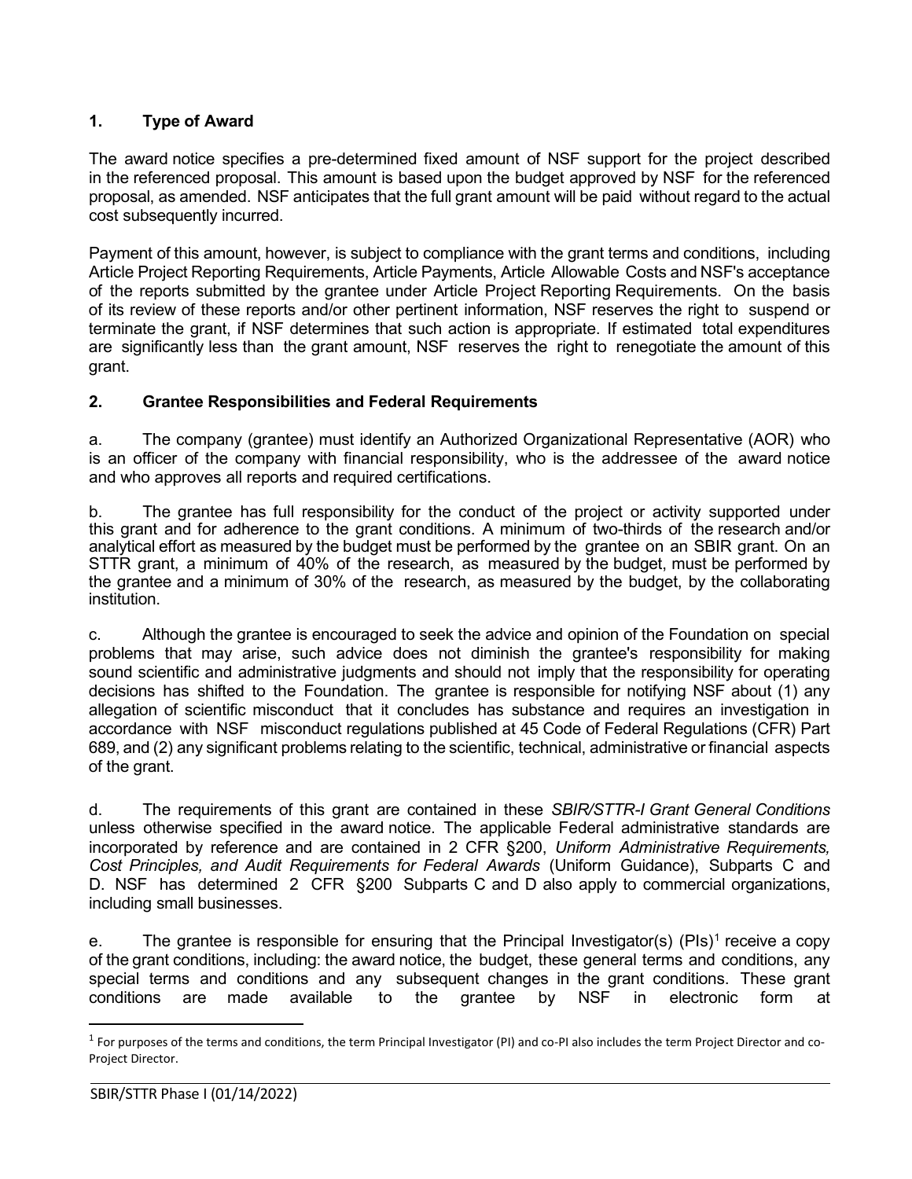## 1. Type of Award

The award notice specifies a pre-determined fixed amount of NSF support for the project described in the referenced proposal. This amount is based upon the budget approved by NSF for the referenced proposal, as amended. NSF anticipates that the full grant amount will be paid without regard to the actual cost subsequently incurred.

Payment of this amount, however, is subject to compliance with the grant terms and conditions, including Article Project Reporting Requirements, Article Payments, Article Allowable Costs and NSF's acceptance of the reports submitted by the grantee under Article Project Reporting Requirements. On the basis of its review of these reports and/or other pertinent information, NSF reserves the right to suspend or terminate the grant, if NSF determines that such action is appropriate. If estimated total expenditures are significantly less than the grant amount, NSF reserves the right to renegotiate the amount of this grant.

## 2. Grantee Responsibilities and Federal Requirements

a. The company (grantee) must identify an Authorized Organizational Representative (AOR) who is an officer of the company with financial responsibility, who is the addressee of the award notice and who approves all reports and required certifications.

b. The grantee has full responsibility for the conduct of the project or activity supported under this grant and for adherence to the grant conditions. A minimum of two-thirds of the research and/or analytical effort as measured by the budget must be performed by the grantee on an SBIR grant. On an STTR grant, a minimum of 40% of the research, as measured by the budget, must be performed by the grantee and a minimum of 30% of the research, as measured by the budget, by the collaborating institution.

c. Although the grantee is encouraged to seek the advice and opinion of the Foundation on special problems that may arise, such advice does not diminish the grantee's responsibility for making sound scientific and administrative judgments and should not imply that the responsibility for operating decisions has shifted to the Foundation. The grantee is responsible for notifying NSF about (1) any allegation of scientific misconduct that it concludes has substance and requires an investigation in accordance with NSF misconduct regulations published at 45 Code of Federal Regulations (CFR) Part 689, and (2) any significant problems relating to the scientific, technical, administrative or financial aspects of the grant.

d. The requirements of this grant are contained in these *SBIR/STTR-I Grant General Conditions* unless otherwise specified in the award notice. The applicable Federal administrative standards are incorporated by reference and are contained in 2 CFR §200, *Uniform Administrative Requirements, Cost Principles, and Audit Requirements for Federal Awards* (Uniform Guidance), Subparts C and D. NSF has determined 2 CFR §200 Subparts C and D also apply to commercial organizations, including small businesses.

e. The grantee is responsible for ensuring that the Principal Investigator(s) (PIs)[1] receive a copy of the grant conditions, including: the award notice, the budget, these general terms and conditions, any special terms and conditions and any subsequent changes in the grant conditions. These grant conditions are made available to the grantee by NSF in electronic form at

---

[1] For purposes of the terms and conditions, the term Principal Investigator (PI) and co-PI also includes the term Project Director and co-Project Director.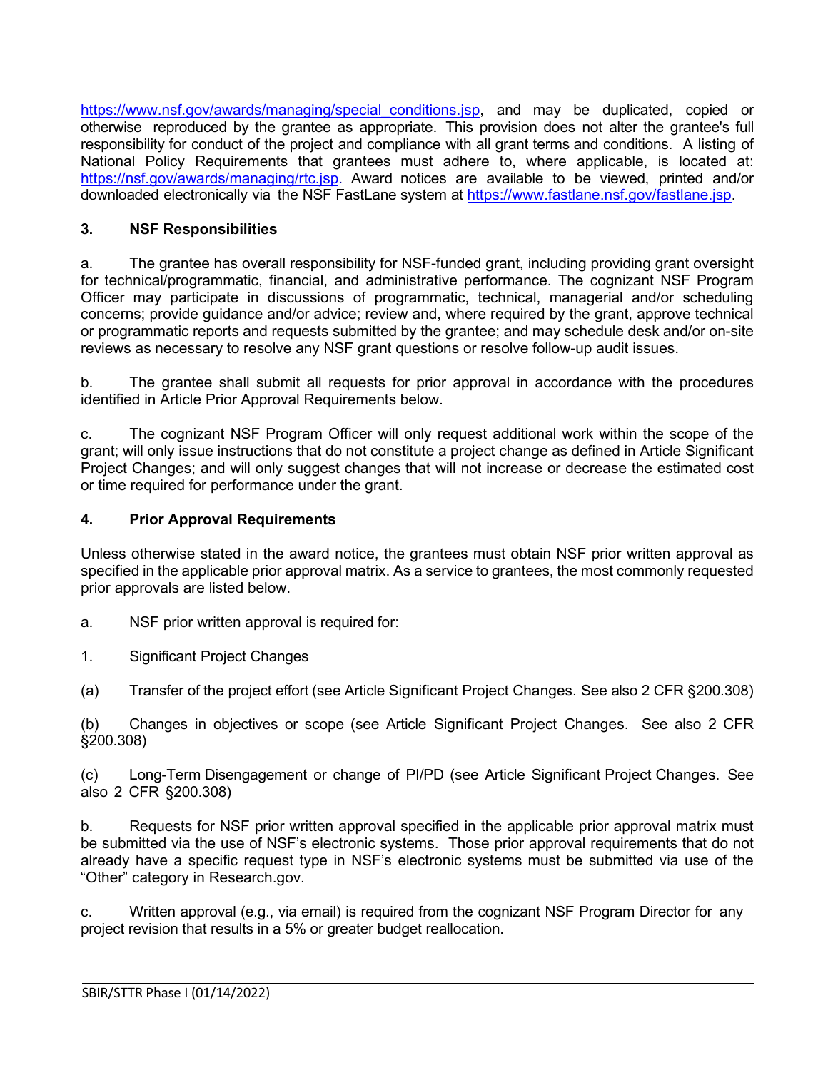https://www.nsf.gov/awards/managing/special_conditions.jsp, and may be duplicated, copied or otherwise reproduced by the grantee as appropriate. This provision does not alter the grantee's full responsibility for conduct of the project and compliance with all grant terms and conditions. A listing of National Policy Requirements that grantees must adhere to, where applicable, is located at: https://nsf.gov/awards/managing/rtc.jsp. Award notices are available to be viewed, printed and/or downloaded electronically via the NSF FastLane system at https://www.fastlane.nsf.gov/fastlane.jsp.

## 3. NSF Responsibilities

a. The grantee has overall responsibility for NSF-funded grant, including providing grant oversight for technical/programmatic, financial, and administrative performance. The cognizant NSF Program Officer may participate in discussions of programmatic, technical, managerial and/or scheduling concerns; provide guidance and/or advice; review and, where required by the grant, approve technical or programmatic reports and requests submitted by the grantee; and may schedule desk and/or on-site reviews as necessary to resolve any NSF grant questions or resolve follow-up audit issues.

b. The grantee shall submit all requests for prior approval in accordance with the procedures identified in Article Prior Approval Requirements below.

c. The cognizant NSF Program Officer will only request additional work within the scope of the grant; will only issue instructions that do not constitute a project change as defined in Article Significant Project Changes; and will only suggest changes that will not increase or decrease the estimated cost or time required for performance under the grant.

## 4. Prior Approval Requirements

Unless otherwise stated in the award notice, the grantees must obtain NSF prior written approval as specified in the applicable prior approval matrix. As a service to grantees, the most commonly requested prior approvals are listed below.

a. NSF prior written approval is required for:

1. Significant Project Changes

(a) Transfer of the project effort (see Article Significant Project Changes. See also 2 CFR §200.308)

(b) Changes in objectives or scope (see Article Significant Project Changes. See also 2 CFR §200.308)

(c) Long-Term Disengagement or change of PI/PD (see Article Significant Project Changes. See also 2 CFR §200.308)

b. Requests for NSF prior written approval specified in the applicable prior approval matrix must be submitted via the use of NSF's electronic systems. Those prior approval requirements that do not already have a specific request type in NSF's electronic systems must be submitted via use of the "Other" category in Research.gov.

c. Written approval (e.g., via email) is required from the cognizant NSF Program Director for any project revision that results in a 5% or greater budget reallocation.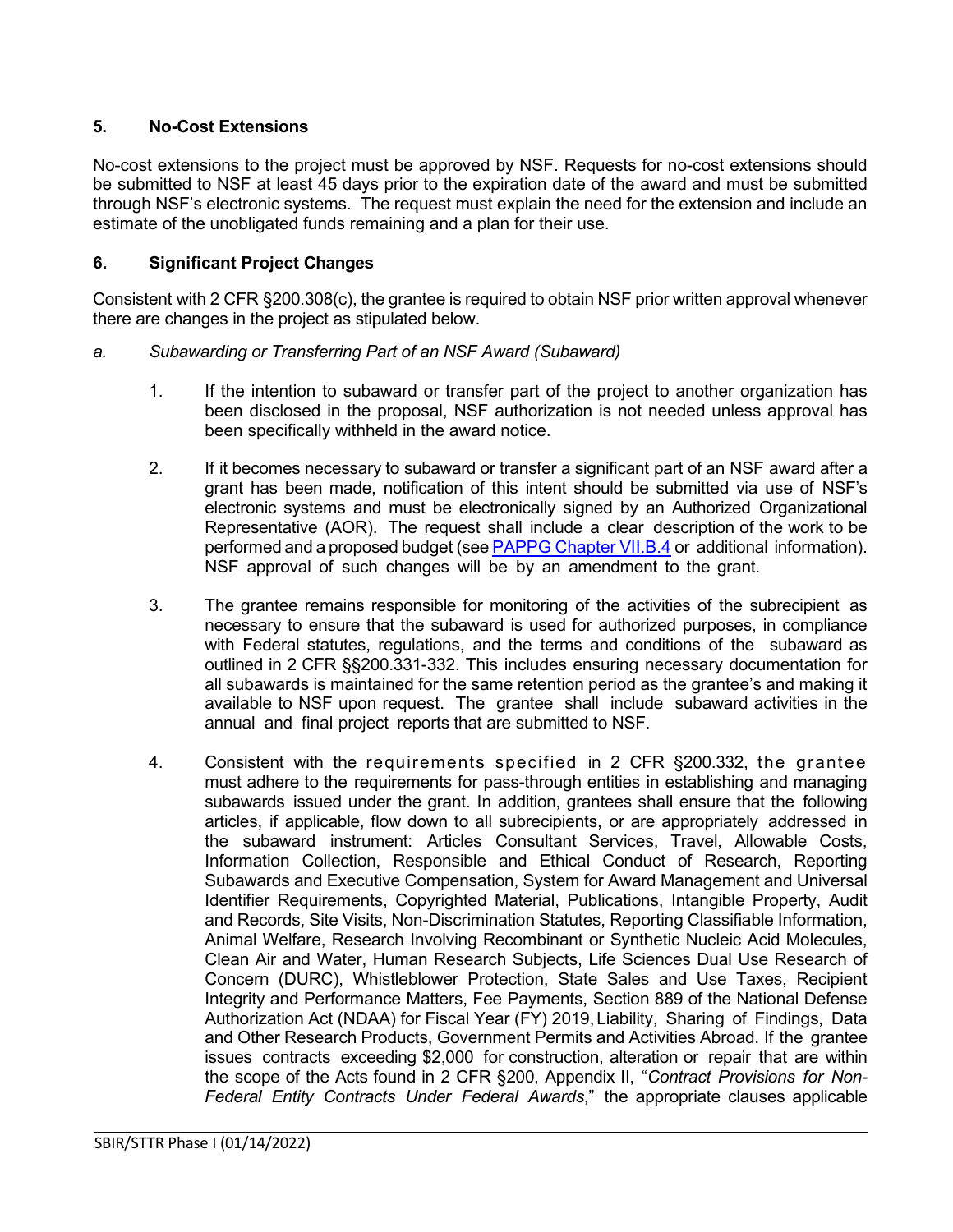### 5. No-Cost Extensions

No-cost extensions to the project must be approved by NSF. Requests for no-cost extensions should be submitted to NSF at least 45 days prior to the expiration date of the award and must be submitted through NSF's electronic systems. The request must explain the need for the extension and include an estimate of the unobligated funds remaining and a plan for their use.

### 6. Significant Project Changes

Consistent with 2 CFR §200.308(c), the grantee is required to obtain NSF prior written approval whenever there are changes in the project as stipulated below.

*a. Subawarding or Transferring Part of an NSF Award (Subaward)*

1. If the intention to subaward or transfer part of the project to another organization has been disclosed in the proposal, NSF authorization is not needed unless approval has been specifically withheld in the award notice.

2. If it becomes necessary to subaward or transfer a significant part of an NSF award after a grant has been made, notification of this intent should be submitted via use of NSF's electronic systems and must be electronically signed by an Authorized Organizational Representative (AOR). The request shall include a clear description of the work to be performed and a proposed budget (see PAPPG Chapter VII.B.4 or additional information). NSF approval of such changes will be by an amendment to the grant.

3. The grantee remains responsible for monitoring of the activities of the subrecipient as necessary to ensure that the subaward is used for authorized purposes, in compliance with Federal statutes, regulations, and the terms and conditions of the subaward as outlined in 2 CFR §§200.331-332. This includes ensuring necessary documentation for all subawards is maintained for the same retention period as the grantee's and making it available to NSF upon request. The grantee shall include subaward activities in the annual and final project reports that are submitted to NSF.

4. Consistent with the requirements specified in 2 CFR §200.332, the grantee must adhere to the requirements for pass-through entities in establishing and managing subawards issued under the grant. In addition, grantees shall ensure that the following articles, if applicable, flow down to all subrecipients, or are appropriately addressed in the subaward instrument: Articles Consultant Services, Travel, Allowable Costs, Information Collection, Responsible and Ethical Conduct of Research, Reporting Subawards and Executive Compensation, System for Award Management and Universal Identifier Requirements, Copyrighted Material, Publications, Intangible Property, Audit and Records, Site Visits, Non-Discrimination Statutes, Reporting Classifiable Information, Animal Welfare, Research Involving Recombinant or Synthetic Nucleic Acid Molecules, Clean Air and Water, Human Research Subjects, Life Sciences Dual Use Research of Concern (DURC), Whistleblower Protection, State Sales and Use Taxes, Recipient Integrity and Performance Matters, Fee Payments, Section 889 of the National Defense Authorization Act (NDAA) for Fiscal Year (FY) 2019, Liability, Sharing of Findings, Data and Other Research Products, Government Permits and Activities Abroad. If the grantee issues contracts exceeding $2,000 for construction, alteration or repair that are within the scope of the Acts found in 2 CFR §200, Appendix II, "*Contract Provisions for Non-Federal Entity Contracts Under Federal Awards*," the appropriate clauses applicable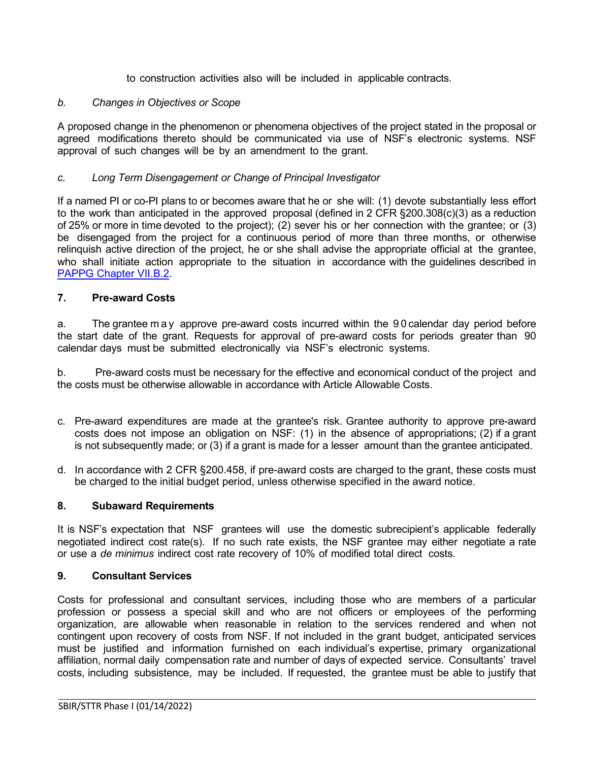to construction activities also will be included in applicable contracts.

*b. Changes in Objectives or Scope*

A proposed change in the phenomenon or phenomena objectives of the project stated in the proposal or agreed modifications thereto should be communicated via use of NSF's electronic systems. NSF approval of such changes will be by an amendment to the grant.

*c. Long Term Disengagement or Change of Principal Investigator*

If a named PI or co-PI plans to or becomes aware that he or she will: (1) devote substantially less effort to the work than anticipated in the approved proposal (defined in 2 CFR §200.308(c)(3) as a reduction of 25% or more in time devoted to the project); (2) sever his or her connection with the grantee; or (3) be disengaged from the project for a continuous period of more than three months, or otherwise relinquish active direction of the project, he or she shall advise the appropriate official at the grantee, who shall initiate action appropriate to the situation in accordance with the guidelines described in [PAPPG Chapter VII.B.2](PAPPG Chapter VII.B.2).

**7. Pre-award Costs**

a. The grantee may approve pre-award costs incurred within the 90 calendar day period before the start date of the grant. Requests for approval of pre-award costs for periods greater than 90 calendar days must be submitted electronically via NSF's electronic systems.

b. Pre-award costs must be necessary for the effective and economical conduct of the project and the costs must be otherwise allowable in accordance with Article Allowable Costs.

c. Pre-award expenditures are made at the grantee's risk. Grantee authority to approve pre-award costs does not impose an obligation on NSF: (1) in the absence of appropriations; (2) if a grant is not subsequently made; or (3) if a grant is made for a lesser amount than the grantee anticipated.

d. In accordance with 2 CFR §200.458, if pre-award costs are charged to the grant, these costs must be charged to the initial budget period, unless otherwise specified in the award notice.

**8. Subaward Requirements**

It is NSF's expectation that NSF grantees will use the domestic subrecipient's applicable federally negotiated indirect cost rate(s). If no such rate exists, the NSF grantee may either negotiate a rate or use a *de minimus* indirect cost rate recovery of 10% of modified total direct costs.

**9. Consultant Services**

Costs for professional and consultant services, including those who are members of a particular profession or possess a special skill and who are not officers or employees of the performing organization, are allowable when reasonable in relation to the services rendered and when not contingent upon recovery of costs from NSF. If not included in the grant budget, anticipated services must be justified and information furnished on each individual's expertise, primary organizational affiliation, normal daily compensation rate and number of days of expected service. Consultants' travel costs, including subsistence, may be included. If requested, the grantee must be able to justify that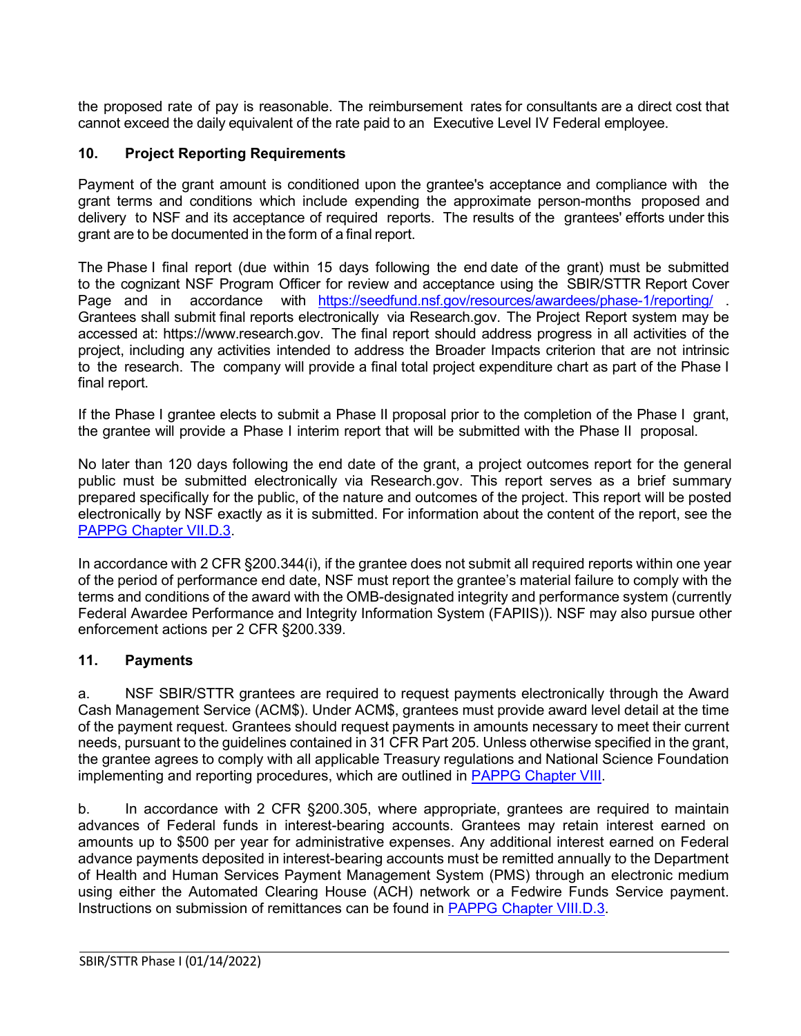the proposed rate of pay is reasonable. The reimbursement rates for consultants are a direct cost that cannot exceed the daily equivalent of the rate paid to an Executive Level IV Federal employee.

## 10. Project Reporting Requirements

Payment of the grant amount is conditioned upon the grantee's acceptance and compliance with the grant terms and conditions which include expending the approximate person-months proposed and delivery to NSF and its acceptance of required reports. The results of the grantees' efforts under this grant are to be documented in the form of a final report.

The Phase I final report (due within 15 days following the end date of the grant) must be submitted to the cognizant NSF Program Officer for review and acceptance using the SBIR/STTR Report Cover Page and in accordance with [https://seedfund.nsf.gov/resources/awardees/phase-1/reporting/](https://seedfund.nsf.gov/resources/awardees/phase-1/reporting/) . Grantees shall submit final reports electronically via Research.gov. The Project Report system may be accessed at: https://www.research.gov. The final report should address progress in all activities of the project, including any activities intended to address the Broader Impacts criterion that are not intrinsic to the research. The company will provide a final total project expenditure chart as part of the Phase I final report.

If the Phase I grantee elects to submit a Phase II proposal prior to the completion of the Phase I grant, the grantee will provide a Phase I interim report that will be submitted with the Phase II proposal.

No later than 120 days following the end date of the grant, a project outcomes report for the general public must be submitted electronically via Research.gov. This report serves as a brief summary prepared specifically for the public, of the nature and outcomes of the project. This report will be posted electronically by NSF exactly as it is submitted. For information about the content of the report, see the [PAPPG Chapter VII.D.3](#).

In accordance with 2 CFR §200.344(i), if the grantee does not submit all required reports within one year of the period of performance end date, NSF must report the grantee's material failure to comply with the terms and conditions of the award with the OMB-designated integrity and performance system (currently Federal Awardee Performance and Integrity Information System (FAPIIS)). NSF may also pursue other enforcement actions per 2 CFR §200.339.

## 11. Payments

a. NSF SBIR/STTR grantees are required to request payments electronically through the Award Cash Management Service (ACM$). Under ACM$, grantees must provide award level detail at the time of the payment request. Grantees should request payments in amounts necessary to meet their current needs, pursuant to the guidelines contained in 31 CFR Part 205. Unless otherwise specified in the grant, the grantee agrees to comply with all applicable Treasury regulations and National Science Foundation implementing and reporting procedures, which are outlined in [PAPPG Chapter VIII](#).

b. In accordance with 2 CFR §200.305, where appropriate, grantees are required to maintain advances of Federal funds in interest-bearing accounts. Grantees may retain interest earned on amounts up to $500 per year for administrative expenses. Any additional interest earned on Federal advance payments deposited in interest-bearing accounts must be remitted annually to the Department of Health and Human Services Payment Management System (PMS) through an electronic medium using either the Automated Clearing House (ACH) network or a Fedwire Funds Service payment. Instructions on submission of remittances can be found in [PAPPG Chapter VIII.D.3](#).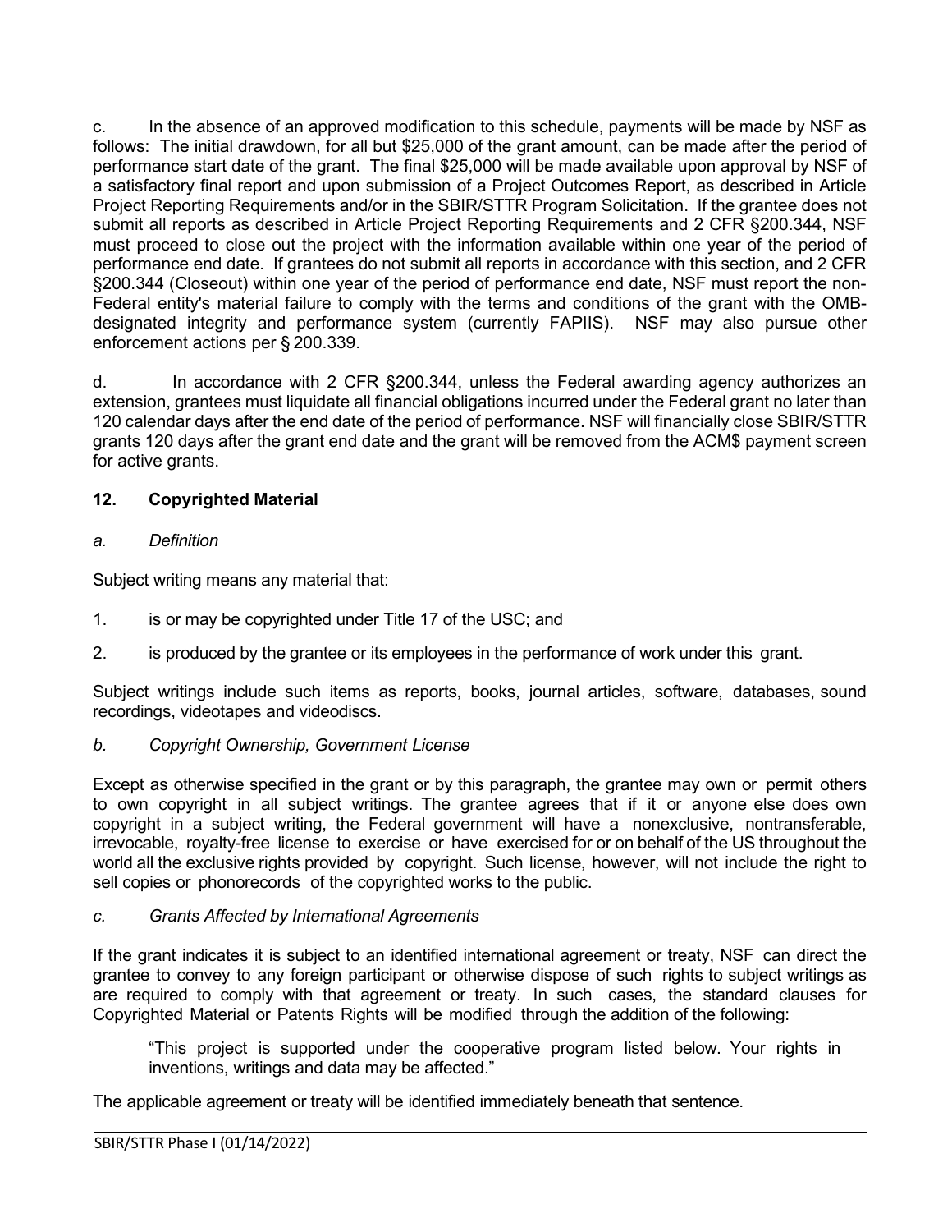c. In the absence of an approved modification to this schedule, payments will be made by NSF as follows: The initial drawdown, for all but $25,000 of the grant amount, can be made after the period of performance start date of the grant. The final $25,000 will be made available upon approval by NSF of a satisfactory final report and upon submission of a Project Outcomes Report, as described in Article Project Reporting Requirements and/or in the SBIR/STTR Program Solicitation. If the grantee does not submit all reports as described in Article Project Reporting Requirements and 2 CFR §200.344, NSF must proceed to close out the project with the information available within one year of the period of performance end date. If grantees do not submit all reports in accordance with this section, and 2 CFR §200.344 (Closeout) within one year of the period of performance end date, NSF must report the non-Federal entity's material failure to comply with the terms and conditions of the grant with the OMB-designated integrity and performance system (currently FAPIIS). NSF may also pursue other enforcement actions per § 200.339.

d. In accordance with 2 CFR §200.344, unless the Federal awarding agency authorizes an extension, grantees must liquidate all financial obligations incurred under the Federal grant no later than 120 calendar days after the end date of the period of performance. NSF will financially close SBIR/STTR grants 120 days after the grant end date and the grant will be removed from the ACM$ payment screen for active grants.

## 12. Copyrighted Material

*a. Definition*

Subject writing means any material that:

1. is or may be copyrighted under Title 17 of the USC; and
2. is produced by the grantee or its employees in the performance of work under this grant.

Subject writings include such items as reports, books, journal articles, software, databases, sound recordings, videotapes and videodiscs.

*b. Copyright Ownership, Government License*

Except as otherwise specified in the grant or by this paragraph, the grantee may own or permit others to own copyright in all subject writings. The grantee agrees that if it or anyone else does own copyright in a subject writing, the Federal government will have a nonexclusive, nontransferable, irrevocable, royalty-free license to exercise or have exercised for or on behalf of the US throughout the world all the exclusive rights provided by copyright. Such license, however, will not include the right to sell copies or phonorecords of the copyrighted works to the public.

*c. Grants Affected by International Agreements*

If the grant indicates it is subject to an identified international agreement or treaty, NSF can direct the grantee to convey to any foreign participant or otherwise dispose of such rights to subject writings as are required to comply with that agreement or treaty. In such cases, the standard clauses for Copyrighted Material or Patents Rights will be modified through the addition of the following:

> "This project is supported under the cooperative program listed below. Your rights in inventions, writings and data may be affected."

The applicable agreement or treaty will be identified immediately beneath that sentence.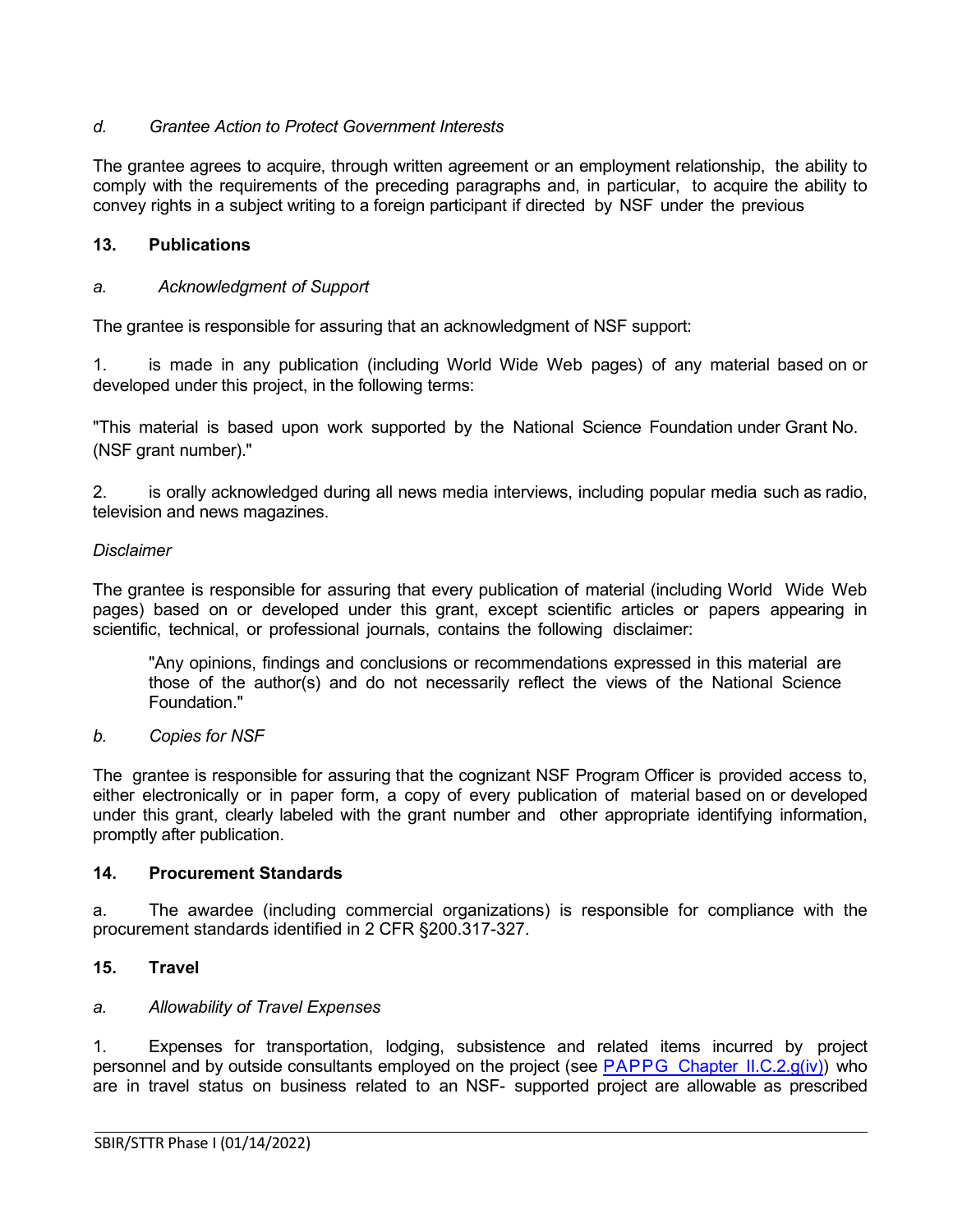*d. Grantee Action to Protect Government Interests*

The grantee agrees to acquire, through written agreement or an employment relationship, the ability to comply with the requirements of the preceding paragraphs and, in particular, to acquire the ability to convey rights in a subject writing to a foreign participant if directed by NSF under the previous

## 13. Publications

*a. Acknowledgment of Support*

The grantee is responsible for assuring that an acknowledgment of NSF support:

1. is made in any publication (including World Wide Web pages) of any material based on or developed under this project, in the following terms:

"This material is based upon work supported by the National Science Foundation under Grant No. (NSF grant number)."

2. is orally acknowledged during all news media interviews, including popular media such as radio, television and news magazines.

*Disclaimer*

The grantee is responsible for assuring that every publication of material (including World Wide Web pages) based on or developed under this grant, except scientific articles or papers appearing in scientific, technical, or professional journals, contains the following disclaimer:

> "Any opinions, findings and conclusions or recommendations expressed in this material are those of the author(s) and do not necessarily reflect the views of the National Science Foundation."

*b. Copies for NSF*

The grantee is responsible for assuring that the cognizant NSF Program Officer is provided access to, either electronically or in paper form, a copy of every publication of material based on or developed under this grant, clearly labeled with the grant number and other appropriate identifying information, promptly after publication.

## 14. Procurement Standards

a. The awardee (including commercial organizations) is responsible for compliance with the procurement standards identified in 2 CFR §200.317-327.

## 15. Travel

*a. Allowability of Travel Expenses*

1. Expenses for transportation, lodging, subsistence and related items incurred by project personnel and by outside consultants employed on the project (see PAPPG Chapter II.C.2.g(iv)) who are in travel status on business related to an NSF- supported project are allowable as prescribed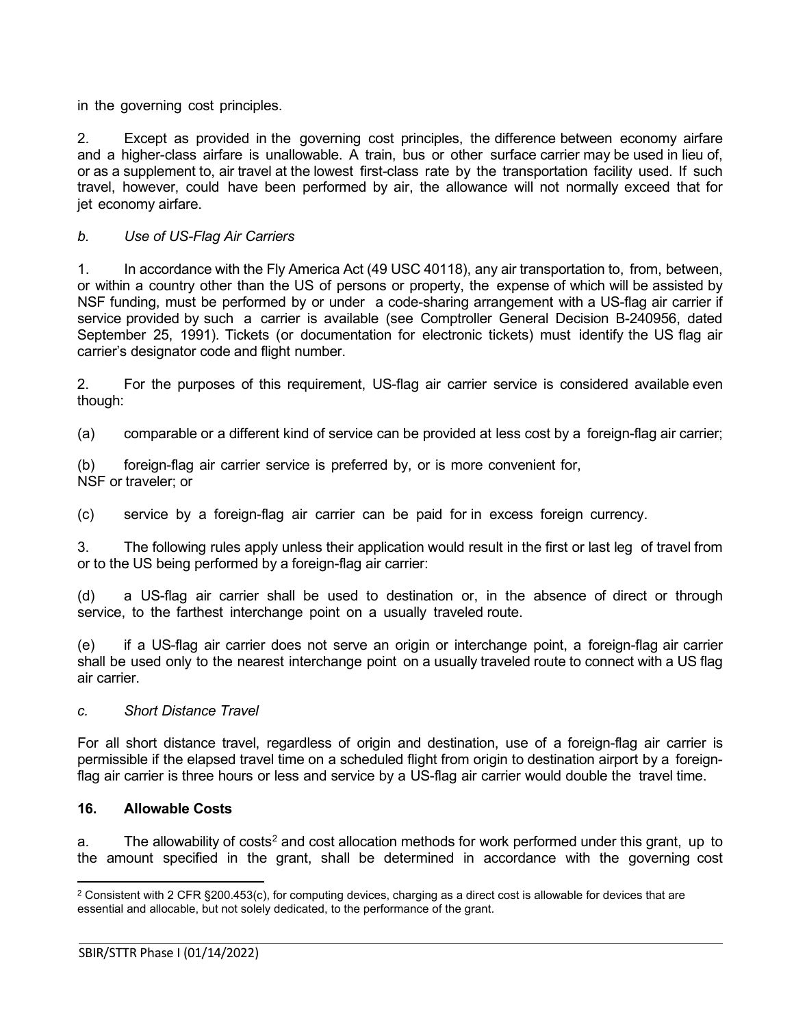in the governing cost principles.

2. Except as provided in the governing cost principles, the difference between economy airfare and a higher-class airfare is unallowable. A train, bus or other surface carrier may be used in lieu of, or as a supplement to, air travel at the lowest first-class rate by the transportation facility used. If such travel, however, could have been performed by air, the allowance will not normally exceed that for jet economy airfare.

*b. Use of US-Flag Air Carriers*

1. In accordance with the Fly America Act (49 USC 40118), any air transportation to, from, between, or within a country other than the US of persons or property, the expense of which will be assisted by NSF funding, must be performed by or under a code-sharing arrangement with a US-flag air carrier if service provided by such a carrier is available (see Comptroller General Decision B-240956, dated September 25, 1991). Tickets (or documentation for electronic tickets) must identify the US flag air carrier's designator code and flight number.

2. For the purposes of this requirement, US-flag air carrier service is considered available even though:

(a) comparable or a different kind of service can be provided at less cost by a foreign-flag air carrier;

(b) foreign-flag air carrier service is preferred by, or is more convenient for, NSF or traveler; or

(c) service by a foreign-flag air carrier can be paid for in excess foreign currency.

3. The following rules apply unless their application would result in the first or last leg of travel from or to the US being performed by a foreign-flag air carrier:

(d) a US-flag air carrier shall be used to destination or, in the absence of direct or through service, to the farthest interchange point on a usually traveled route.

(e) if a US-flag air carrier does not serve an origin or interchange point, a foreign-flag air carrier shall be used only to the nearest interchange point on a usually traveled route to connect with a US flag air carrier.

*c. Short Distance Travel*

For all short distance travel, regardless of origin and destination, use of a foreign-flag air carrier is permissible if the elapsed travel time on a scheduled flight from origin to destination airport by a foreign-flag air carrier is three hours or less and service by a US-flag air carrier would double the travel time.

**16. Allowable Costs**

a. The allowability of costs[2] and cost allocation methods for work performed under this grant, up to the amount specified in the grant, shall be determined in accordance with the governing cost

[2] Consistent with 2 CFR §200.453(c), for computing devices, charging as a direct cost is allowable for devices that are essential and allocable, but not solely dedicated, to the performance of the grant.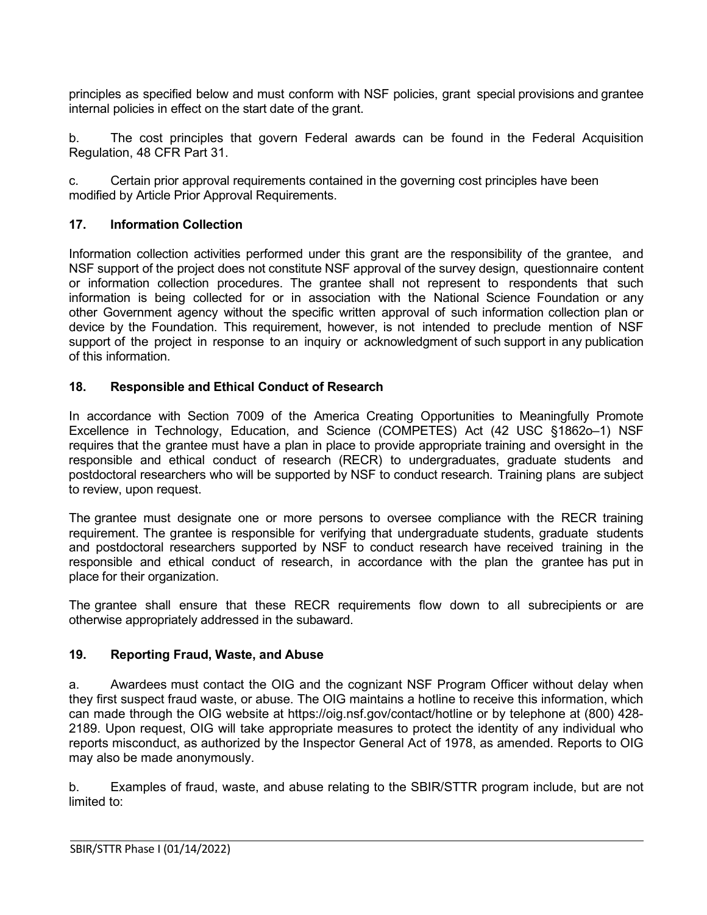principles as specified below and must conform with NSF policies, grant special provisions and grantee internal policies in effect on the start date of the grant.

b. The cost principles that govern Federal awards can be found in the Federal Acquisition Regulation, 48 CFR Part 31.

c. Certain prior approval requirements contained in the governing cost principles have been modified by Article Prior Approval Requirements.

## 17. Information Collection

Information collection activities performed under this grant are the responsibility of the grantee, and NSF support of the project does not constitute NSF approval of the survey design, questionnaire content or information collection procedures. The grantee shall not represent to respondents that such information is being collected for or in association with the National Science Foundation or any other Government agency without the specific written approval of such information collection plan or device by the Foundation. This requirement, however, is not intended to preclude mention of NSF support of the project in response to an inquiry or acknowledgment of such support in any publication of this information.

## 18. Responsible and Ethical Conduct of Research

In accordance with Section 7009 of the America Creating Opportunities to Meaningfully Promote Excellence in Technology, Education, and Science (COMPETES) Act (42 USC §1862o–1) NSF requires that the grantee must have a plan in place to provide appropriate training and oversight in the responsible and ethical conduct of research (RECR) to undergraduates, graduate students and postdoctoral researchers who will be supported by NSF to conduct research. Training plans are subject to review, upon request.

The grantee must designate one or more persons to oversee compliance with the RECR training requirement. The grantee is responsible for verifying that undergraduate students, graduate students and postdoctoral researchers supported by NSF to conduct research have received training in the responsible and ethical conduct of research, in accordance with the plan the grantee has put in place for their organization.

The grantee shall ensure that these RECR requirements flow down to all subrecipients or are otherwise appropriately addressed in the subaward.

## 19. Reporting Fraud, Waste, and Abuse

a. Awardees must contact the OIG and the cognizant NSF Program Officer without delay when they first suspect fraud waste, or abuse. The OIG maintains a hotline to receive this information, which can made through the OIG website at https://oig.nsf.gov/contact/hotline or by telephone at (800) 428-2189. Upon request, OIG will take appropriate measures to protect the identity of any individual who reports misconduct, as authorized by the Inspector General Act of 1978, as amended. Reports to OIG may also be made anonymously.

b. Examples of fraud, waste, and abuse relating to the SBIR/STTR program include, but are not limited to: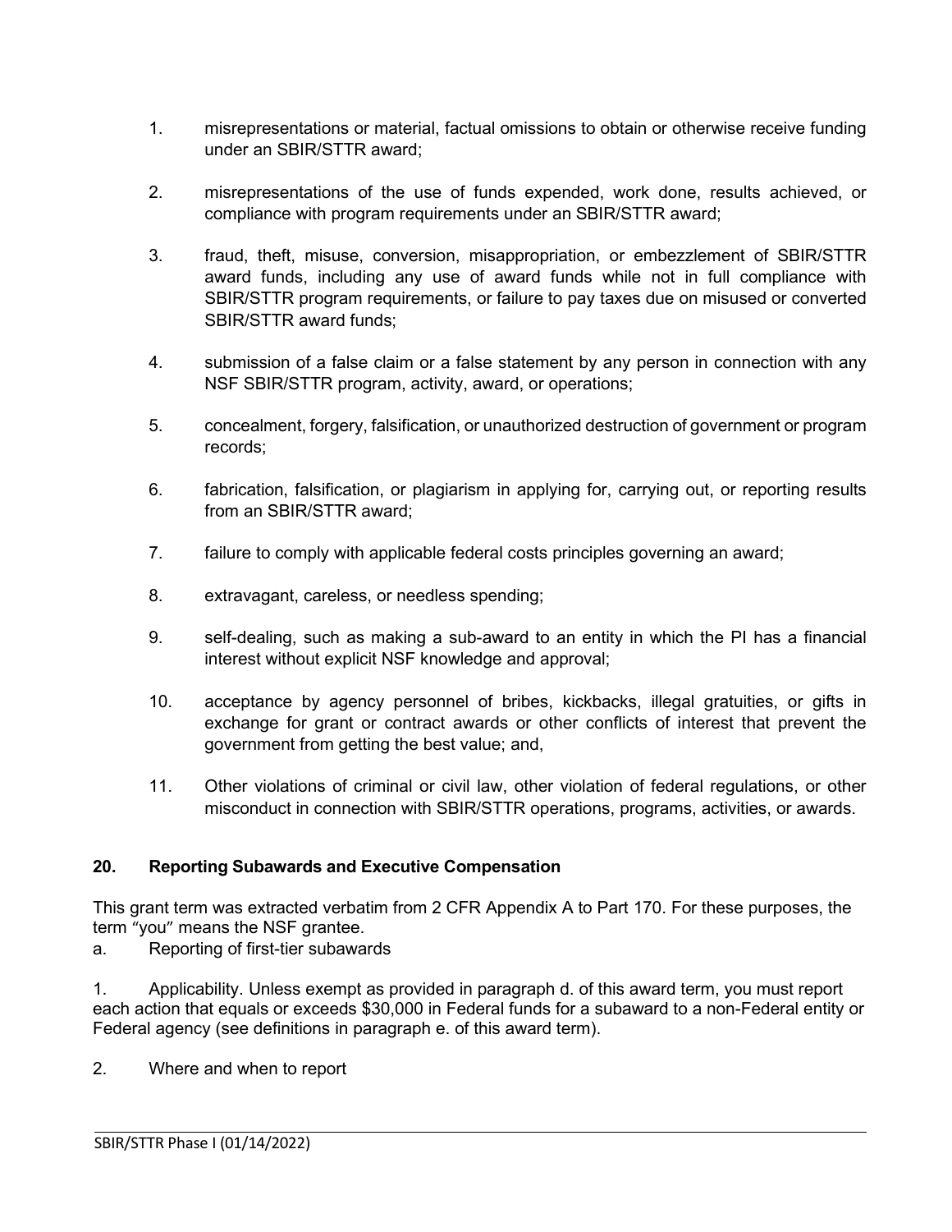1. misrepresentations or material, factual omissions to obtain or otherwise receive funding under an SBIR/STTR award;

2. misrepresentations of the use of funds expended, work done, results achieved, or compliance with program requirements under an SBIR/STTR award;

3. fraud, theft, misuse, conversion, misappropriation, or embezzlement of SBIR/STTR award funds, including any use of award funds while not in full compliance with SBIR/STTR program requirements, or failure to pay taxes due on misused or converted SBIR/STTR award funds;

4. submission of a false claim or a false statement by any person in connection with any NSF SBIR/STTR program, activity, award, or operations;

5. concealment, forgery, falsification, or unauthorized destruction of government or program records;

6. fabrication, falsification, or plagiarism in applying for, carrying out, or reporting results from an SBIR/STTR award;

7. failure to comply with applicable federal costs principles governing an award;

8. extravagant, careless, or needless spending;

9. self-dealing, such as making a sub-award to an entity in which the PI has a financial interest without explicit NSF knowledge and approval;

10. acceptance by agency personnel of bribes, kickbacks, illegal gratuities, or gifts in exchange for grant or contract awards or other conflicts of interest that prevent the government from getting the best value; and,

11. Other violations of criminal or civil law, other violation of federal regulations, or other misconduct in connection with SBIR/STTR operations, programs, activities, or awards.

## 20. Reporting Subawards and Executive Compensation

This grant term was extracted verbatim from 2 CFR Appendix A to Part 170. For these purposes, the term “you” means the NSF grantee.

a. Reporting of first-tier subawards

1. Applicability. Unless exempt as provided in paragraph d. of this award term, you must report each action that equals or exceeds $30,000 in Federal funds for a subaward to a non-Federal entity or Federal agency (see definitions in paragraph e. of this award term).

2. Where and when to report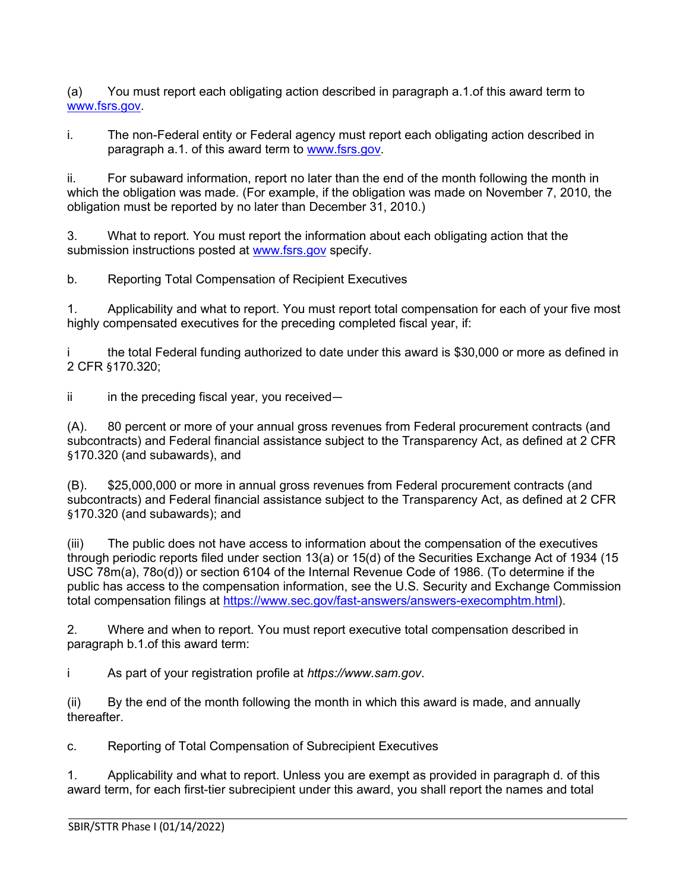(a) You must report each obligating action described in paragraph a.1.of this award term to www.fsrs.gov.

i. The non-Federal entity or Federal agency must report each obligating action described in paragraph a.1. of this award term to www.fsrs.gov.

ii. For subaward information, report no later than the end of the month following the month in which the obligation was made. (For example, if the obligation was made on November 7, 2010, the obligation must be reported by no later than December 31, 2010.)

3. What to report. You must report the information about each obligating action that the submission instructions posted at www.fsrs.gov specify.

b. Reporting Total Compensation of Recipient Executives

1. Applicability and what to report. You must report total compensation for each of your five most highly compensated executives for the preceding completed fiscal year, if:

i the total Federal funding authorized to date under this award is $30,000 or more as defined in 2 CFR §170.320;

ii in the preceding fiscal year, you received—

(A). 80 percent or more of your annual gross revenues from Federal procurement contracts (and subcontracts) and Federal financial assistance subject to the Transparency Act, as defined at 2 CFR §170.320 (and subawards), and

(B). $25,000,000 or more in annual gross revenues from Federal procurement contracts (and subcontracts) and Federal financial assistance subject to the Transparency Act, as defined at 2 CFR §170.320 (and subawards); and

(iii) The public does not have access to information about the compensation of the executives through periodic reports filed under section 13(a) or 15(d) of the Securities Exchange Act of 1934 (15 USC 78m(a), 78o(d)) or section 6104 of the Internal Revenue Code of 1986. (To determine if the public has access to the compensation information, see the U.S. Security and Exchange Commission total compensation filings at https://www.sec.gov/fast-answers/answers-execomphtm.html).

2. Where and when to report. You must report executive total compensation described in paragraph b.1.of this award term:

i As part of your registration profile at *https://www.sam.gov*.

(ii) By the end of the month following the month in which this award is made, and annually thereafter.

c. Reporting of Total Compensation of Subrecipient Executives

1. Applicability and what to report. Unless you are exempt as provided in paragraph d. of this award term, for each first-tier subrecipient under this award, you shall report the names and total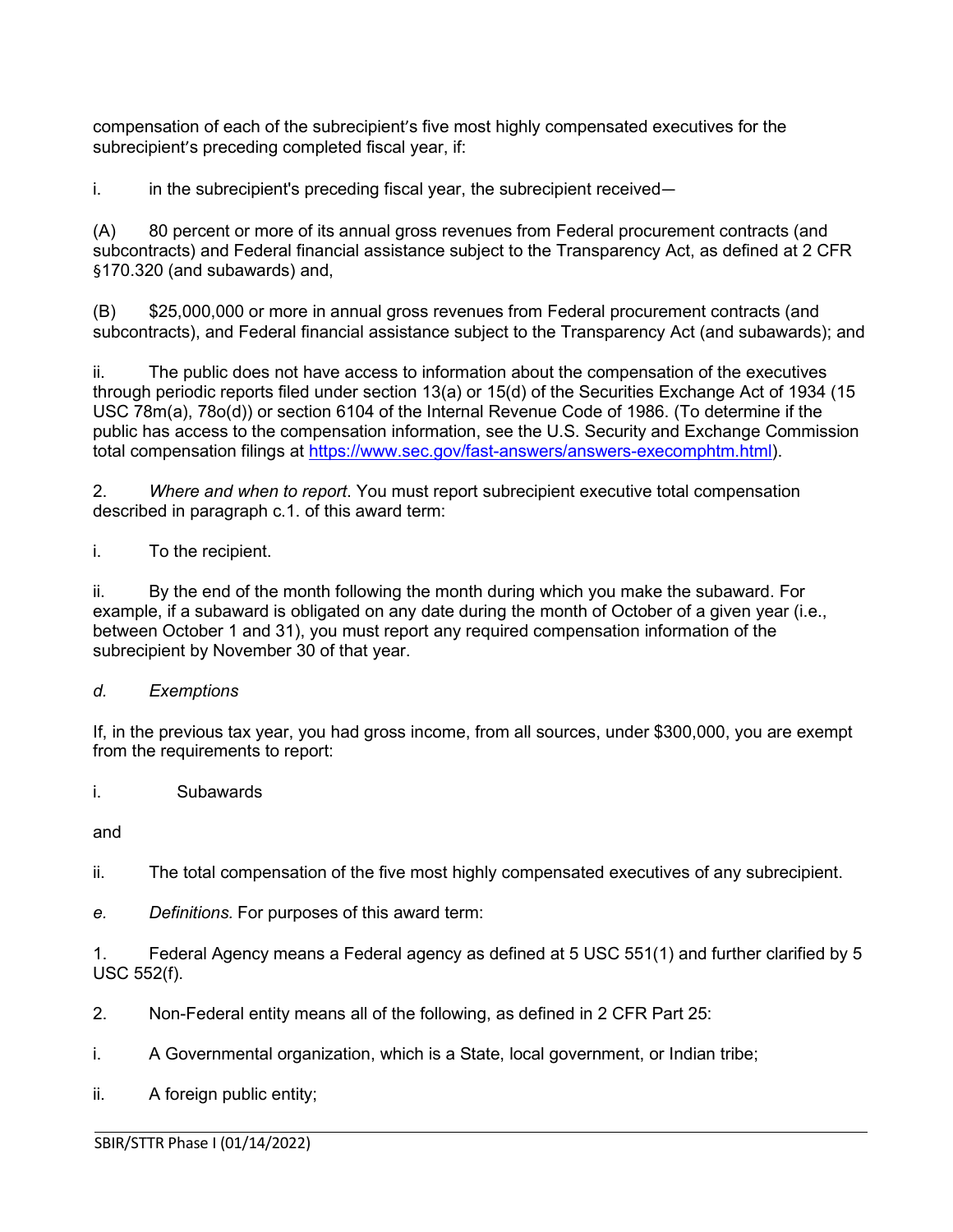compensation of each of the subrecipient's five most highly compensated executives for the subrecipient's preceding completed fiscal year, if:

i. in the subrecipient's preceding fiscal year, the subrecipient received—

(A) 80 percent or more of its annual gross revenues from Federal procurement contracts (and subcontracts) and Federal financial assistance subject to the Transparency Act, as defined at 2 CFR §170.320 (and subawards) and,

(B) $25,000,000 or more in annual gross revenues from Federal procurement contracts (and subcontracts), and Federal financial assistance subject to the Transparency Act (and subawards); and

ii. The public does not have access to information about the compensation of the executives through periodic reports filed under section 13(a) or 15(d) of the Securities Exchange Act of 1934 (15 USC 78m(a), 78o(d)) or section 6104 of the Internal Revenue Code of 1986. (To determine if the public has access to the compensation information, see the U.S. Security and Exchange Commission total compensation filings at [https://www.sec.gov/fast-answers/answers-execomphtm.html](https://www.sec.gov/fast-answers/answers-execomphtm.html)).

2. *Where and when to report*. You must report subrecipient executive total compensation described in paragraph c.1. of this award term:

i. To the recipient.

ii. By the end of the month following the month during which you make the subaward. For example, if a subaward is obligated on any date during the month of October of a given year (i.e., between October 1 and 31), you must report any required compensation information of the subrecipient by November 30 of that year.

*d. Exemptions*

If, in the previous tax year, you had gross income, from all sources, under $300,000, you are exempt from the requirements to report:

i. Subawards

and

ii. The total compensation of the five most highly compensated executives of any subrecipient.

*e. Definitions.* For purposes of this award term:

1. Federal Agency means a Federal agency as defined at 5 USC 551(1) and further clarified by 5 USC 552(f).

2. Non-Federal entity means all of the following, as defined in 2 CFR Part 25:

i. A Governmental organization, which is a State, local government, or Indian tribe;

ii. A foreign public entity;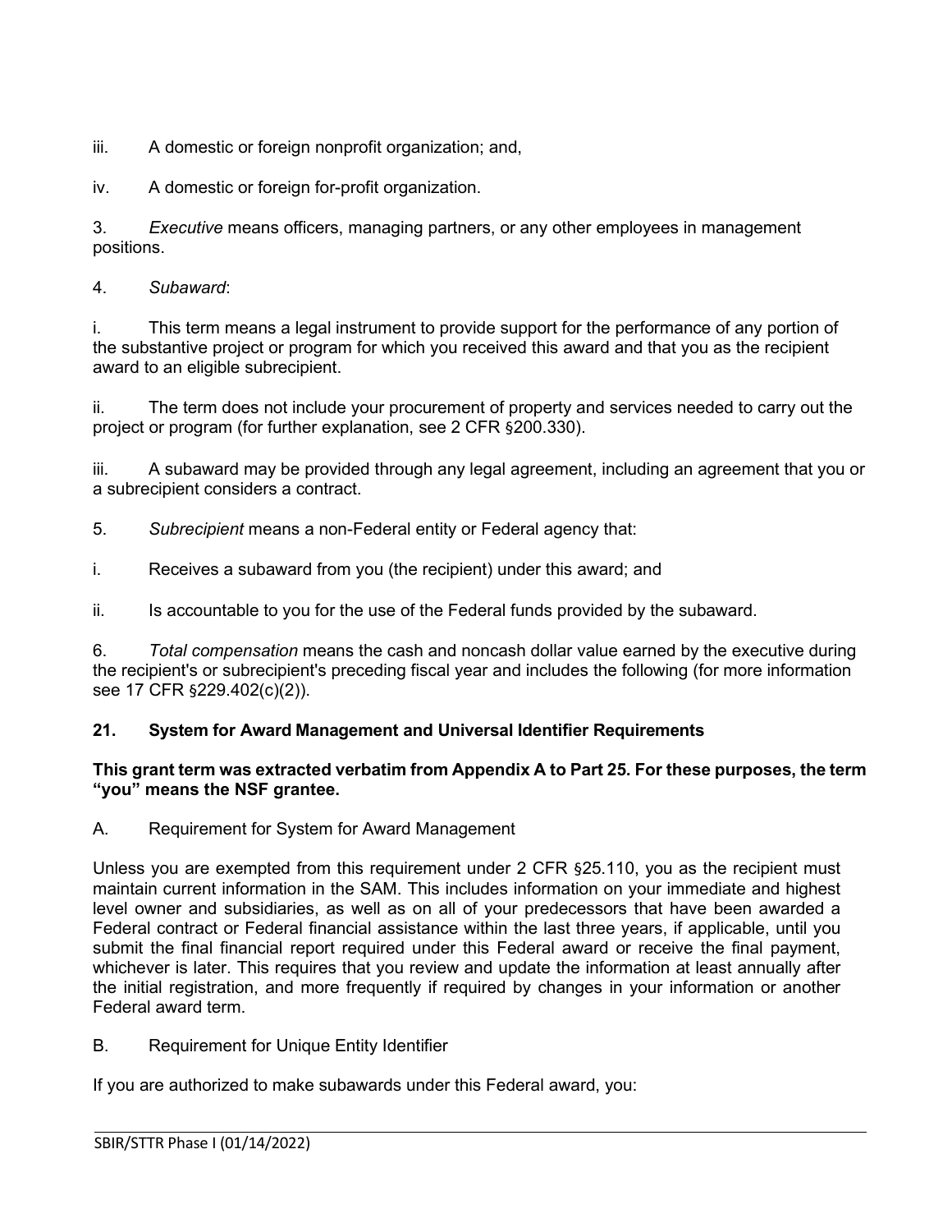iii. A domestic or foreign nonprofit organization; and,

iv. A domestic or foreign for-profit organization.

3. *Executive* means officers, managing partners, or any other employees in management positions.

4. *Subaward*:

i. This term means a legal instrument to provide support for the performance of any portion of the substantive project or program for which you received this award and that you as the recipient award to an eligible subrecipient.

ii. The term does not include your procurement of property and services needed to carry out the project or program (for further explanation, see 2 CFR §200.330).

iii. A subaward may be provided through any legal agreement, including an agreement that you or a subrecipient considers a contract.

5. *Subrecipient* means a non-Federal entity or Federal agency that:

i. Receives a subaward from you (the recipient) under this award; and

ii. Is accountable to you for the use of the Federal funds provided by the subaward.

6. *Total compensation* means the cash and noncash dollar value earned by the executive during the recipient's or subrecipient's preceding fiscal year and includes the following (for more information see 17 CFR §229.402(c)(2)).

## 21. System for Award Management and Universal Identifier Requirements

**This grant term was extracted verbatim from Appendix A to Part 25. For these purposes, the term "you" means the NSF grantee.**

A. Requirement for System for Award Management

Unless you are exempted from this requirement under 2 CFR §25.110, you as the recipient must maintain current information in the SAM. This includes information on your immediate and highest level owner and subsidiaries, as well as on all of your predecessors that have been awarded a Federal contract or Federal financial assistance within the last three years, if applicable, until you submit the final financial report required under this Federal award or receive the final payment, whichever is later. This requires that you review and update the information at least annually after the initial registration, and more frequently if required by changes in your information or another Federal award term.

B. Requirement for Unique Entity Identifier

If you are authorized to make subawards under this Federal award, you: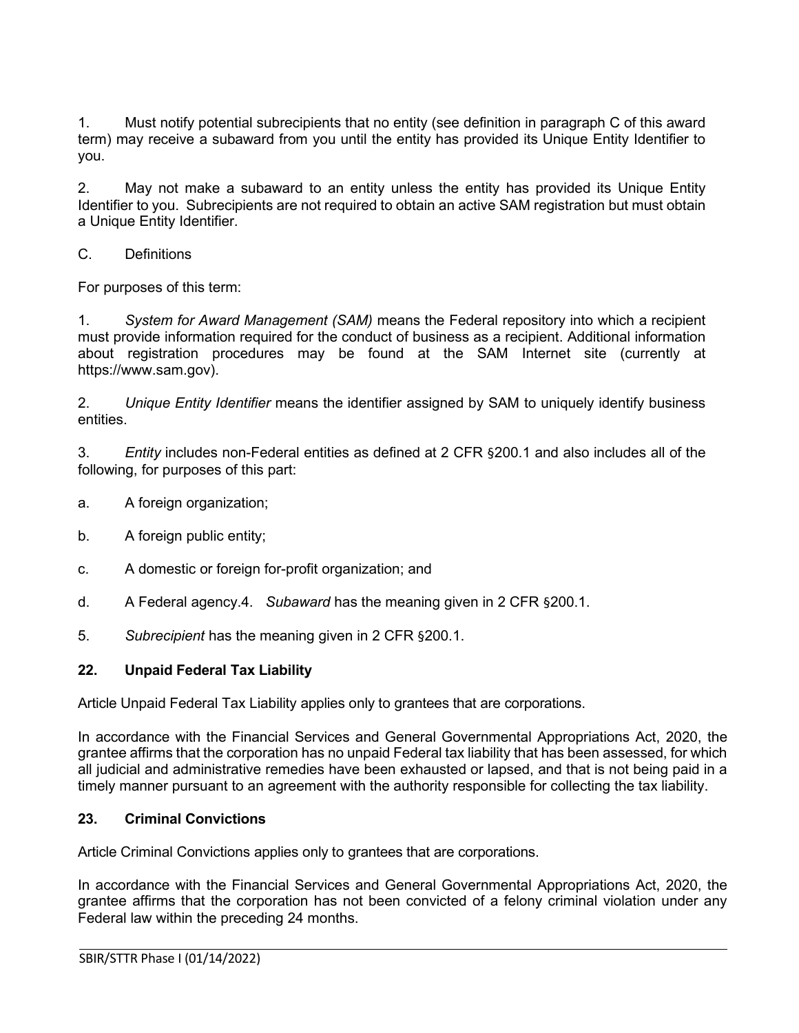1. Must notify potential subrecipients that no entity (see definition in paragraph C of this award term) may receive a subaward from you until the entity has provided its Unique Entity Identifier to you.

2. May not make a subaward to an entity unless the entity has provided its Unique Entity Identifier to you. Subrecipients are not required to obtain an active SAM registration but must obtain a Unique Entity Identifier.

C. Definitions

For purposes of this term:

1. *System for Award Management (SAM)* means the Federal repository into which a recipient must provide information required for the conduct of business as a recipient. Additional information about registration procedures may be found at the SAM Internet site (currently at https://www.sam.gov).

2. *Unique Entity Identifier* means the identifier assigned by SAM to uniquely identify business entities.

3. *Entity* includes non-Federal entities as defined at 2 CFR §200.1 and also includes all of the following, for purposes of this part:

a. A foreign organization;

b. A foreign public entity;

c. A domestic or foreign for-profit organization; and

d. A Federal agency.4. *Subaward* has the meaning given in 2 CFR §200.1.

5. *Subrecipient* has the meaning given in 2 CFR §200.1.

## 22. Unpaid Federal Tax Liability

Article Unpaid Federal Tax Liability applies only to grantees that are corporations.

In accordance with the Financial Services and General Governmental Appropriations Act, 2020, the grantee affirms that the corporation has no unpaid Federal tax liability that has been assessed, for which all judicial and administrative remedies have been exhausted or lapsed, and that is not being paid in a timely manner pursuant to an agreement with the authority responsible for collecting the tax liability.

## 23. Criminal Convictions

Article Criminal Convictions applies only to grantees that are corporations.

In accordance with the Financial Services and General Governmental Appropriations Act, 2020, the grantee affirms that the corporation has not been convicted of a felony criminal violation under any Federal law within the preceding 24 months.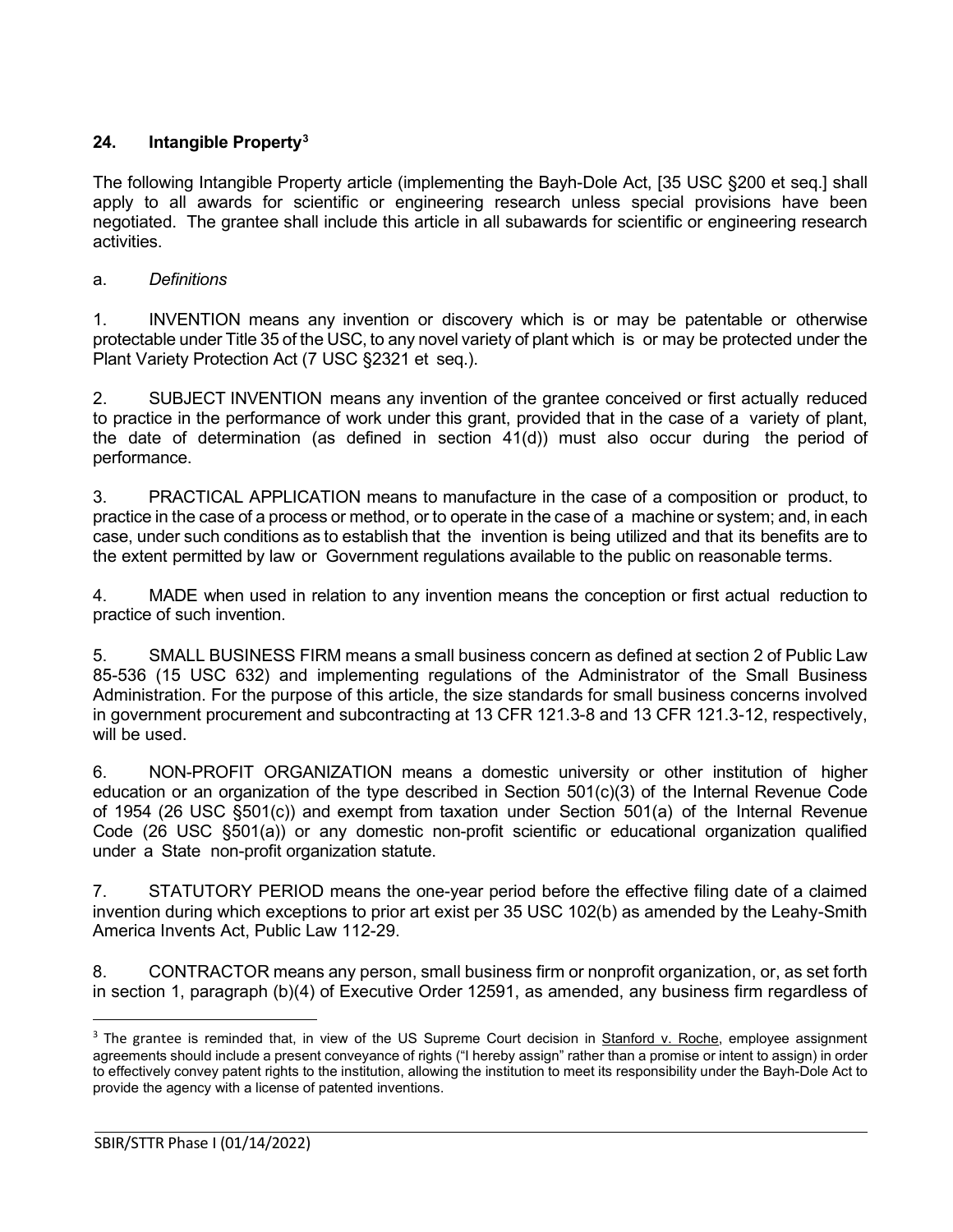## 24. Intangible Property[3]

The following Intangible Property article (implementing the Bayh-Dole Act, [35 USC §200 et seq.] shall apply to all awards for scientific or engineering research unless special provisions have been negotiated. The grantee shall include this article in all subawards for scientific or engineering research activities.

a. *Definitions*

1. INVENTION means any invention or discovery which is or may be patentable or otherwise protectable under Title 35 of the USC, to any novel variety of plant which is or may be protected under the Plant Variety Protection Act (7 USC §2321 et seq.).

2. SUBJECT INVENTION means any invention of the grantee conceived or first actually reduced to practice in the performance of work under this grant, provided that in the case of a variety of plant, the date of determination (as defined in section 41(d)) must also occur during the period of performance.

3. PRACTICAL APPLICATION means to manufacture in the case of a composition or product, to practice in the case of a process or method, or to operate in the case of a machine or system; and, in each case, under such conditions as to establish that the invention is being utilized and that its benefits are to the extent permitted by law or Government regulations available to the public on reasonable terms.

4. MADE when used in relation to any invention means the conception or first actual reduction to practice of such invention.

5. SMALL BUSINESS FIRM means a small business concern as defined at section 2 of Public Law 85-536 (15 USC 632) and implementing regulations of the Administrator of the Small Business Administration. For the purpose of this article, the size standards for small business concerns involved in government procurement and subcontracting at 13 CFR 121.3-8 and 13 CFR 121.3-12, respectively, will be used.

6. NON-PROFIT ORGANIZATION means a domestic university or other institution of higher education or an organization of the type described in Section 501(c)(3) of the Internal Revenue Code of 1954 (26 USC §501(c)) and exempt from taxation under Section 501(a) of the Internal Revenue Code (26 USC §501(a)) or any domestic non-profit scientific or educational organization qualified under a State non-profit organization statute.

7. STATUTORY PERIOD means the one-year period before the effective filing date of a claimed invention during which exceptions to prior art exist per 35 USC 102(b) as amended by the Leahy-Smith America Invents Act, Public Law 112-29.

8. CONTRACTOR means any person, small business firm or nonprofit organization, or, as set forth in section 1, paragraph (b)(4) of Executive Order 12591, as amended, any business firm regardless of

---

[3] The grantee is reminded that, in view of the US Supreme Court decision in Stanford v. Roche, employee assignment agreements should include a present conveyance of rights ("I hereby assign" rather than a promise or intent to assign) in order to effectively convey patent rights to the institution, allowing the institution to meet its responsibility under the Bayh-Dole Act to provide the agency with a license of patented inventions.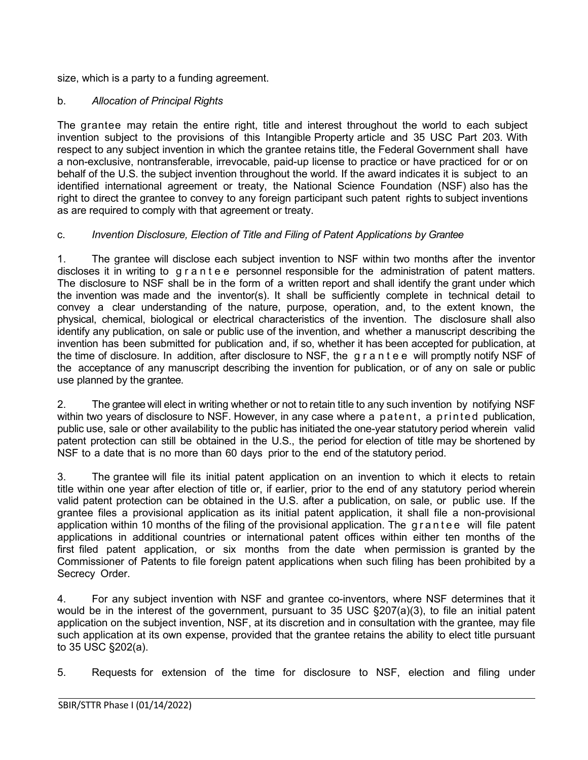size, which is a party to a funding agreement.

b. *Allocation of Principal Rights*

The grantee may retain the entire right, title and interest throughout the world to each subject invention subject to the provisions of this Intangible Property article and 35 USC Part 203. With respect to any subject invention in which the grantee retains title, the Federal Government shall have a non-exclusive, nontransferable, irrevocable, paid-up license to practice or have practiced for or on behalf of the U.S. the subject invention throughout the world. If the award indicates it is subject to an identified international agreement or treaty, the National Science Foundation (NSF) also has the right to direct the grantee to convey to any foreign participant such patent rights to subject inventions as are required to comply with that agreement or treaty.

c. *Invention Disclosure, Election of Title and Filing of Patent Applications by Grantee*

1. The grantee will disclose each subject invention to NSF within two months after the inventor discloses it in writing to grantee personnel responsible for the administration of patent matters. The disclosure to NSF shall be in the form of a written report and shall identify the grant under which the invention was made and the inventor(s). It shall be sufficiently complete in technical detail to convey a clear understanding of the nature, purpose, operation, and, to the extent known, the physical, chemical, biological or electrical characteristics of the invention. The disclosure shall also identify any publication, on sale or public use of the invention, and whether a manuscript describing the invention has been submitted for publication and, if so, whether it has been accepted for publication, at the time of disclosure. In addition, after disclosure to NSF, the grantee will promptly notify NSF of the acceptance of any manuscript describing the invention for publication, or of any on sale or public use planned by the grantee.

2. The grantee will elect in writing whether or not to retain title to any such invention by notifying NSF within two years of disclosure to NSF. However, in any case where a patent, a printed publication, public use, sale or other availability to the public has initiated the one-year statutory period wherein valid patent protection can still be obtained in the U.S., the period for election of title may be shortened by NSF to a date that is no more than 60 days prior to the end of the statutory period.

3. The grantee will file its initial patent application on an invention to which it elects to retain title within one year after election of title or, if earlier, prior to the end of any statutory period wherein valid patent protection can be obtained in the U.S. after a publication, on sale, or public use. If the grantee files a provisional application as its initial patent application, it shall file a non-provisional application within 10 months of the filing of the provisional application. The grantee will file patent applications in additional countries or international patent offices within either ten months of the first filed patent application, or six months from the date when permission is granted by the Commissioner of Patents to file foreign patent applications when such filing has been prohibited by a Secrecy Order.

4. For any subject invention with NSF and grantee co-inventors, where NSF determines that it would be in the interest of the government, pursuant to 35 USC §207(a)(3), to file an initial patent application on the subject invention, NSF, at its discretion and in consultation with the grantee, may file such application at its own expense, provided that the grantee retains the ability to elect title pursuant to 35 USC §202(a).

5. Requests for extension of the time for disclosure to NSF, election and filing under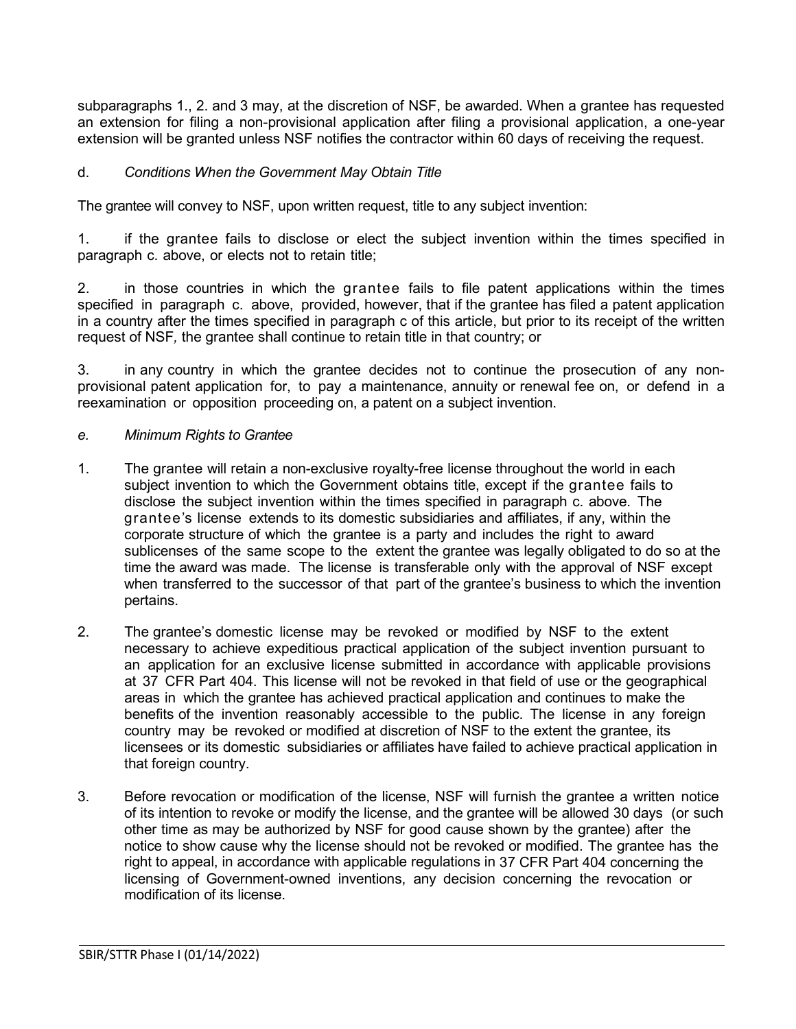subparagraphs 1., 2. and 3 may, at the discretion of NSF, be awarded. When a grantee has requested an extension for filing a non-provisional application after filing a provisional application, a one-year extension will be granted unless NSF notifies the contractor within 60 days of receiving the request.

d. *Conditions When the Government May Obtain Title*

The grantee will convey to NSF, upon written request, title to any subject invention:

1. if the grantee fails to disclose or elect the subject invention within the times specified in paragraph c. above, or elects not to retain title;

2. in those countries in which the grantee fails to file patent applications within the times specified in paragraph c. above, provided, however, that if the grantee has filed a patent application in a country after the times specified in paragraph c of this article, but prior to its receipt of the written request of NSF*,* the grantee shall continue to retain title in that country; or

3. in any country in which the grantee decides not to continue the prosecution of any non-provisional patent application for, to pay a maintenance, annuity or renewal fee on, or defend in a reexamination or opposition proceeding on, a patent on a subject invention.

*e. Minimum Rights to Grantee*

1. The grantee will retain a non-exclusive royalty-free license throughout the world in each subject invention to which the Government obtains title, except if the grantee fails to disclose the subject invention within the times specified in paragraph c. above. The grantee's license extends to its domestic subsidiaries and affiliates, if any, within the corporate structure of which the grantee is a party and includes the right to award sublicenses of the same scope to the extent the grantee was legally obligated to do so at the time the award was made. The license is transferable only with the approval of NSF except when transferred to the successor of that part of the grantee's business to which the invention pertains.

2. The grantee's domestic license may be revoked or modified by NSF to the extent necessary to achieve expeditious practical application of the subject invention pursuant to an application for an exclusive license submitted in accordance with applicable provisions at 37 CFR Part 404. This license will not be revoked in that field of use or the geographical areas in which the grantee has achieved practical application and continues to make the benefits of the invention reasonably accessible to the public. The license in any foreign country may be revoked or modified at discretion of NSF to the extent the grantee, its licensees or its domestic subsidiaries or affiliates have failed to achieve practical application in that foreign country.

3. Before revocation or modification of the license, NSF will furnish the grantee a written notice of its intention to revoke or modify the license, and the grantee will be allowed 30 days (or such other time as may be authorized by NSF for good cause shown by the grantee) after the notice to show cause why the license should not be revoked or modified. The grantee has the right to appeal, in accordance with applicable regulations in 37 CFR Part 404 concerning the licensing of Government-owned inventions, any decision concerning the revocation or modification of its license.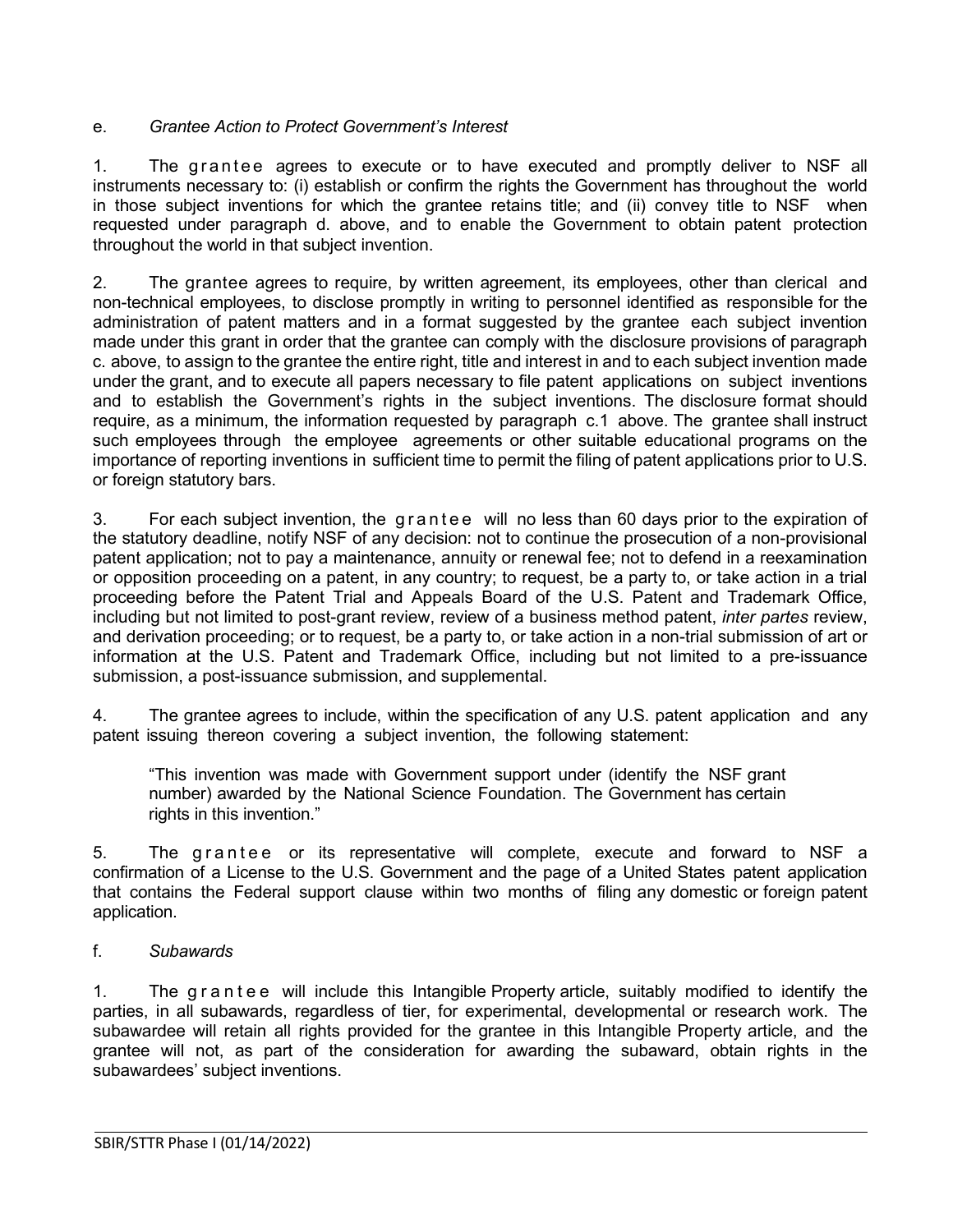e. *Grantee Action to Protect Government's Interest*

1. The grantee agrees to execute or to have executed and promptly deliver to NSF all instruments necessary to: (i) establish or confirm the rights the Government has throughout the world in those subject inventions for which the grantee retains title; and (ii) convey title to NSF when requested under paragraph d. above, and to enable the Government to obtain patent protection throughout the world in that subject invention.

2. The grantee agrees to require, by written agreement, its employees, other than clerical and non-technical employees, to disclose promptly in writing to personnel identified as responsible for the administration of patent matters and in a format suggested by the grantee each subject invention made under this grant in order that the grantee can comply with the disclosure provisions of paragraph c. above, to assign to the grantee the entire right, title and interest in and to each subject invention made under the grant, and to execute all papers necessary to file patent applications on subject inventions and to establish the Government's rights in the subject inventions. The disclosure format should require, as a minimum, the information requested by paragraph c.1 above. The grantee shall instruct such employees through the employee agreements or other suitable educational programs on the importance of reporting inventions in sufficient time to permit the filing of patent applications prior to U.S. or foreign statutory bars.

3. For each subject invention, the grantee will no less than 60 days prior to the expiration of the statutory deadline, notify NSF of any decision: not to continue the prosecution of a non-provisional patent application; not to pay a maintenance, annuity or renewal fee; not to defend in a reexamination or opposition proceeding on a patent, in any country; to request, be a party to, or take action in a trial proceeding before the Patent Trial and Appeals Board of the U.S. Patent and Trademark Office, including but not limited to post-grant review, review of a business method patent, *inter partes* review, and derivation proceeding; or to request, be a party to, or take action in a non-trial submission of art or information at the U.S. Patent and Trademark Office, including but not limited to a pre-issuance submission, a post-issuance submission, and supplemental.

4. The grantee agrees to include, within the specification of any U.S. patent application and any patent issuing thereon covering a subject invention, the following statement:

> "This invention was made with Government support under (identify the NSF grant number) awarded by the National Science Foundation. The Government has certain rights in this invention."

5. The grantee or its representative will complete, execute and forward to NSF a confirmation of a License to the U.S. Government and the page of a United States patent application that contains the Federal support clause within two months of filing any domestic or foreign patent application.

f. *Subawards*

1. The grantee will include this Intangible Property article, suitably modified to identify the parties, in all subawards, regardless of tier, for experimental, developmental or research work. The subawardee will retain all rights provided for the grantee in this Intangible Property article, and the grantee will not, as part of the consideration for awarding the subaward, obtain rights in the subawardees' subject inventions.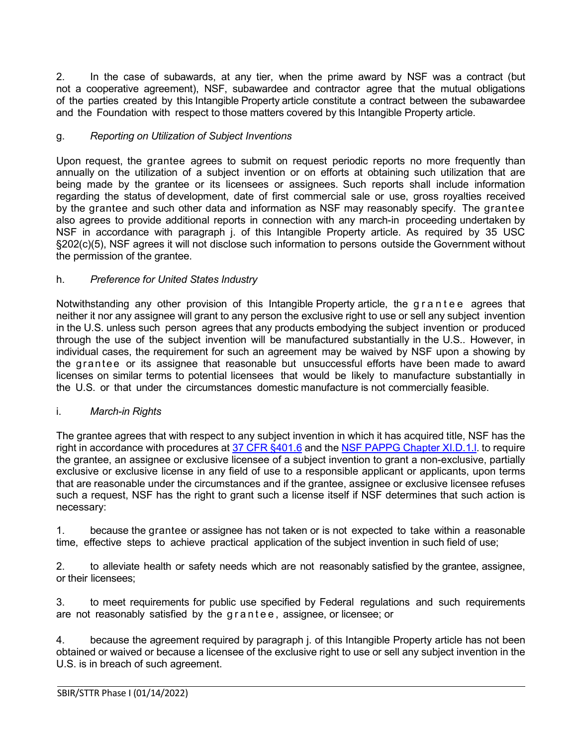2. In the case of subawards, at any tier, when the prime award by NSF was a contract (but not a cooperative agreement), NSF, subawardee and contractor agree that the mutual obligations of the parties created by this Intangible Property article constitute a contract between the subawardee and the Foundation with respect to those matters covered by this Intangible Property article.

g. *Reporting on Utilization of Subject Inventions*

Upon request, the grantee agrees to submit on request periodic reports no more frequently than annually on the utilization of a subject invention or on efforts at obtaining such utilization that are being made by the grantee or its licensees or assignees. Such reports shall include information regarding the status of development, date of first commercial sale or use, gross royalties received by the grantee and such other data and information as NSF may reasonably specify. The grantee also agrees to provide additional reports in connection with any march-in proceeding undertaken by NSF in accordance with paragraph j. of this Intangible Property article. As required by 35 USC §202(c)(5), NSF agrees it will not disclose such information to persons outside the Government without the permission of the grantee.

h. *Preference for United States Industry*

Notwithstanding any other provision of this Intangible Property article, the grantee agrees that neither it nor any assignee will grant to any person the exclusive right to use or sell any subject invention in the U.S. unless such person agrees that any products embodying the subject invention or produced through the use of the subject invention will be manufactured substantially in the U.S.. However, in individual cases, the requirement for such an agreement may be waived by NSF upon a showing by the grantee or its assignee that reasonable but unsuccessful efforts have been made to award licenses on similar terms to potential licensees that would be likely to manufacture substantially in the U.S. or that under the circumstances domestic manufacture is not commercially feasible.

i. *March-in Rights*

The grantee agrees that with respect to any subject invention in which it has acquired title, NSF has the right in accordance with procedures at [37 CFR §401.6] and the [NSF PAPPG Chapter XI.D.1.l]. to require the grantee, an assignee or exclusive licensee of a subject invention to grant a non-exclusive, partially exclusive or exclusive license in any field of use to a responsible applicant or applicants, upon terms that are reasonable under the circumstances and if the grantee, assignee or exclusive licensee refuses such a request, NSF has the right to grant such a license itself if NSF determines that such action is necessary:

1. because the grantee or assignee has not taken or is not expected to take within a reasonable time, effective steps to achieve practical application of the subject invention in such field of use;

2. to alleviate health or safety needs which are not reasonably satisfied by the grantee, assignee, or their licensees;

3. to meet requirements for public use specified by Federal regulations and such requirements are not reasonably satisfied by the grantee, assignee, or licensee; or

4. because the agreement required by paragraph j. of this Intangible Property article has not been obtained or waived or because a licensee of the exclusive right to use or sell any subject invention in the U.S. is in breach of such agreement.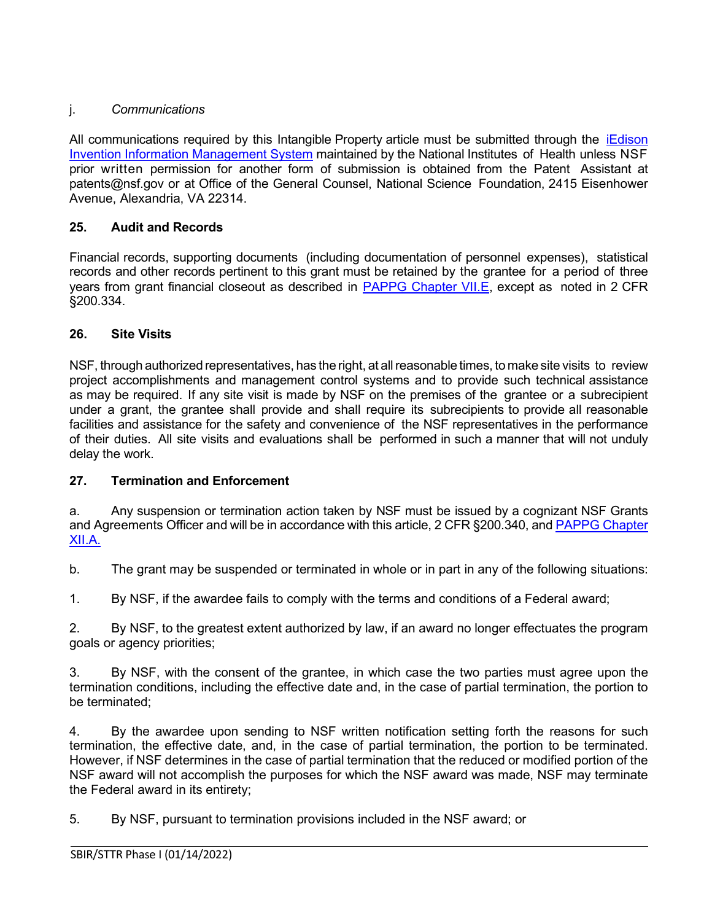j. *Communications*

All communications required by this Intangible Property article must be submitted through the [iEdison Invention Information Management System](https://public.era.nih.gov/iedison) maintained by the National Institutes of Health unless NSF prior written permission for another form of submission is obtained from the Patent Assistant at patents@nsf.gov or at Office of the General Counsel, National Science Foundation, 2415 Eisenhower Avenue, Alexandria, VA 22314.

### 25. Audit and Records

Financial records, supporting documents (including documentation of personnel expenses), statistical records and other records pertinent to this grant must be retained by the grantee for a period of three years from grant financial closeout as described in PAPPG Chapter VII.E, except as noted in 2 CFR §200.334.

### 26. Site Visits

NSF, through authorized representatives, has the right, at all reasonable times, to make site visits to review project accomplishments and management control systems and to provide such technical assistance as may be required. If any site visit is made by NSF on the premises of the grantee or a subrecipient under a grant, the grantee shall provide and shall require its subrecipients to provide all reasonable facilities and assistance for the safety and convenience of the NSF representatives in the performance of their duties. All site visits and evaluations shall be performed in such a manner that will not unduly delay the work.

### 27. Termination and Enforcement

a. Any suspension or termination action taken by NSF must be issued by a cognizant NSF Grants and Agreements Officer and will be in accordance with this article, 2 CFR §200.340, and PAPPG Chapter XII.A.

b. The grant may be suspended or terminated in whole or in part in any of the following situations:

1. By NSF, if the awardee fails to comply with the terms and conditions of a Federal award;

2. By NSF, to the greatest extent authorized by law, if an award no longer effectuates the program goals or agency priorities;

3. By NSF, with the consent of the grantee, in which case the two parties must agree upon the termination conditions, including the effective date and, in the case of partial termination, the portion to be terminated;

4. By the awardee upon sending to NSF written notification setting forth the reasons for such termination, the effective date, and, in the case of partial termination, the portion to be terminated. However, if NSF determines in the case of partial termination that the reduced or modified portion of the NSF award will not accomplish the purposes for which the NSF award was made, NSF may terminate the Federal award in its entirety;

5. By NSF, pursuant to termination provisions included in the NSF award; or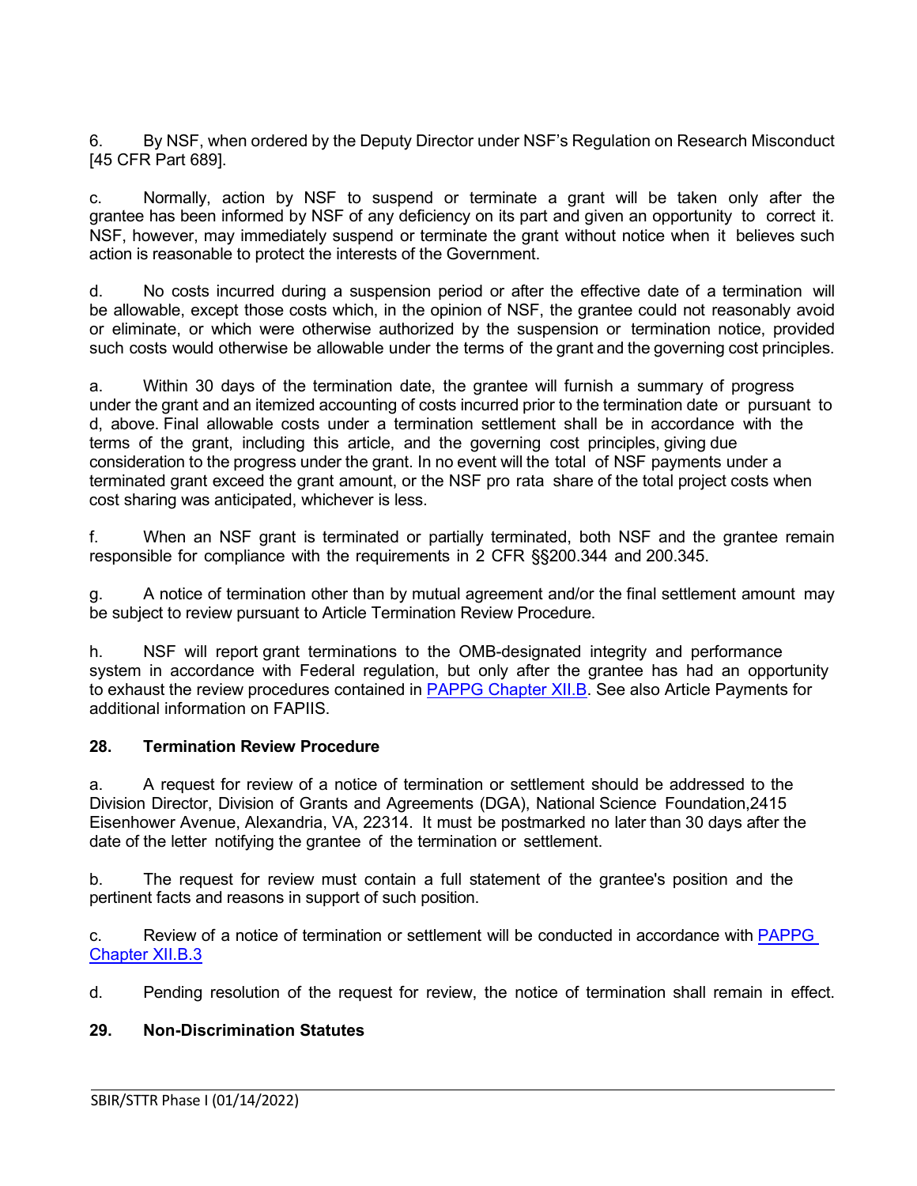6. By NSF, when ordered by the Deputy Director under NSF's Regulation on Research Misconduct [45 CFR Part 689].

c. Normally, action by NSF to suspend or terminate a grant will be taken only after the grantee has been informed by NSF of any deficiency on its part and given an opportunity to correct it. NSF, however, may immediately suspend or terminate the grant without notice when it believes such action is reasonable to protect the interests of the Government.

d. No costs incurred during a suspension period or after the effective date of a termination will be allowable, except those costs which, in the opinion of NSF, the grantee could not reasonably avoid or eliminate, or which were otherwise authorized by the suspension or termination notice, provided such costs would otherwise be allowable under the terms of the grant and the governing cost principles.

a. Within 30 days of the termination date, the grantee will furnish a summary of progress under the grant and an itemized accounting of costs incurred prior to the termination date or pursuant to d, above. Final allowable costs under a termination settlement shall be in accordance with the terms of the grant, including this article, and the governing cost principles, giving due consideration to the progress under the grant. In no event will the total of NSF payments under a terminated grant exceed the grant amount, or the NSF pro rata share of the total project costs when cost sharing was anticipated, whichever is less.

f. When an NSF grant is terminated or partially terminated, both NSF and the grantee remain responsible for compliance with the requirements in 2 CFR §§200.344 and 200.345.

g. A notice of termination other than by mutual agreement and/or the final settlement amount may be subject to review pursuant to Article Termination Review Procedure.

h. NSF will report grant terminations to the OMB-designated integrity and performance system in accordance with Federal regulation, but only after the grantee has had an opportunity to exhaust the review procedures contained in [PAPPG Chapter XII.B](). See also Article Payments for additional information on FAPIIS.

**28. Termination Review Procedure**

a. A request for review of a notice of termination or settlement should be addressed to the Division Director, Division of Grants and Agreements (DGA), National Science Foundation,2415 Eisenhower Avenue, Alexandria, VA, 22314. It must be postmarked no later than 30 days after the date of the letter notifying the grantee of the termination or settlement.

b. The request for review must contain a full statement of the grantee's position and the pertinent facts and reasons in support of such position.

c. Review of a notice of termination or settlement will be conducted in accordance with [PAPPG Chapter XII.B.3]()

d. Pending resolution of the request for review, the notice of termination shall remain in effect.

**29. Non-Discrimination Statutes**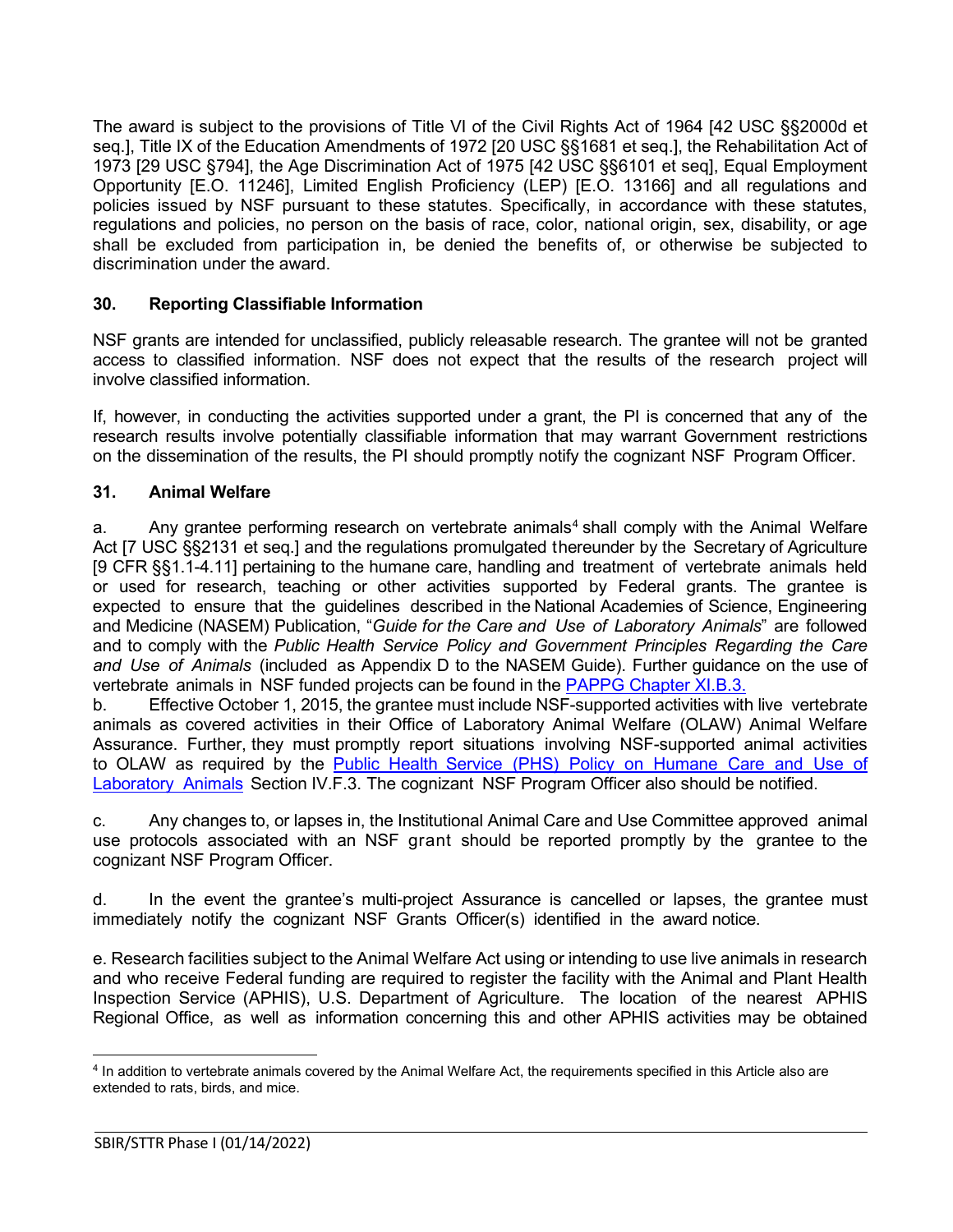The award is subject to the provisions of Title VI of the Civil Rights Act of 1964 [42 USC §§2000d et seq.], Title IX of the Education Amendments of 1972 [20 USC §§1681 et seq.], the Rehabilitation Act of 1973 [29 USC §794], the Age Discrimination Act of 1975 [42 USC §§6101 et seq], Equal Employment Opportunity [E.O. 11246], Limited English Proficiency (LEP) [E.O. 13166] and all regulations and policies issued by NSF pursuant to these statutes. Specifically, in accordance with these statutes, regulations and policies, no person on the basis of race, color, national origin, sex, disability, or age shall be excluded from participation in, be denied the benefits of, or otherwise be subjected to discrimination under the award.

### 30. Reporting Classifiable Information

NSF grants are intended for unclassified, publicly releasable research. The grantee will not be granted access to classified information. NSF does not expect that the results of the research project will involve classified information.

If, however, in conducting the activities supported under a grant, the PI is concerned that any of the research results involve potentially classifiable information that may warrant Government restrictions on the dissemination of the results, the PI should promptly notify the cognizant NSF Program Officer.

### 31. Animal Welfare

a. Any grantee performing research on vertebrate animals[4] shall comply with the Animal Welfare Act [7 USC §§2131 et seq.] and the regulations promulgated thereunder by the Secretary of Agriculture [9 CFR §§1.1-4.11] pertaining to the humane care, handling and treatment of vertebrate animals held or used for research, teaching or other activities supported by Federal grants. The grantee is expected to ensure that the guidelines described in the National Academies of Science, Engineering and Medicine (NASEM) Publication, "*Guide for the Care and Use of Laboratory Animals*" are followed and to comply with the *Public Health Service Policy and Government Principles Regarding the Care and Use of Animals* (included as Appendix D to the NASEM Guide). Further guidance on the use of vertebrate animals in NSF funded projects can be found in the [PAPPG Chapter XI.B.3.]()

b. Effective October 1, 2015, the grantee must include NSF-supported activities with live vertebrate animals as covered activities in their Office of Laboratory Animal Welfare (OLAW) Animal Welfare Assurance. Further, they must promptly report situations involving NSF-supported animal activities to OLAW as required by the [Public Health Service (PHS) Policy on Humane Care and Use of Laboratory Animals]() Section IV.F.3. The cognizant NSF Program Officer also should be notified.

c. Any changes to, or lapses in, the Institutional Animal Care and Use Committee approved animal use protocols associated with an NSF grant should be reported promptly by the grantee to the cognizant NSF Program Officer.

d. In the event the grantee's multi-project Assurance is cancelled or lapses, the grantee must immediately notify the cognizant NSF Grants Officer(s) identified in the award notice.

e. Research facilities subject to the Animal Welfare Act using or intending to use live animals in research and who receive Federal funding are required to register the facility with the Animal and Plant Health Inspection Service (APHIS), U.S. Department of Agriculture. The location of the nearest APHIS Regional Office, as well as information concerning this and other APHIS activities may be obtained

[4] In addition to vertebrate animals covered by the Animal Welfare Act, the requirements specified in this Article also are extended to rats, birds, and mice.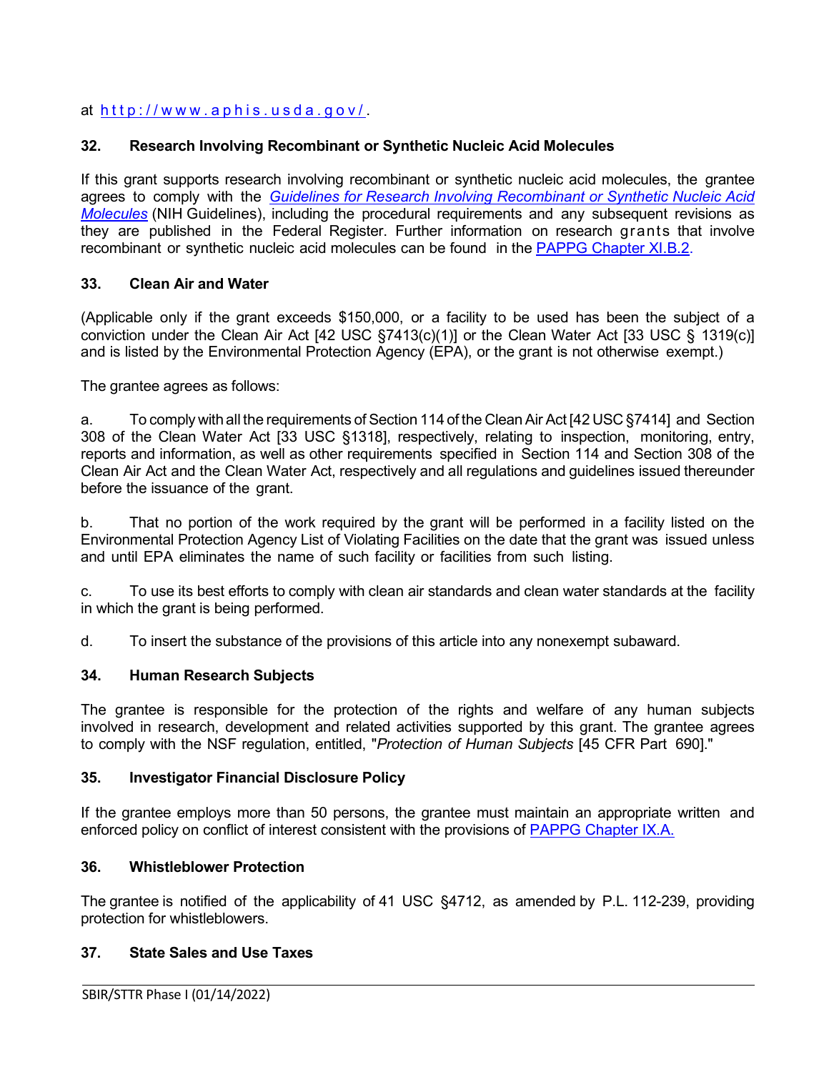at [http://www.aphis.usda.gov/](http://www.aphis.usda.gov/).

### 32. Research Involving Recombinant or Synthetic Nucleic Acid Molecules

If this grant supports research involving recombinant or synthetic nucleic acid molecules, the grantee agrees to comply with the *Guidelines for Research Involving Recombinant or Synthetic Nucleic Acid Molecules* (NIH Guidelines), including the procedural requirements and any subsequent revisions as they are published in the Federal Register. Further information on research grants that involve recombinant or synthetic nucleic acid molecules can be found in the PAPPG Chapter XI.B.2.

### 33. Clean Air and Water

(Applicable only if the grant exceeds $150,000, or a facility to be used has been the subject of a conviction under the Clean Air Act [42 USC §7413(c)(1)] or the Clean Water Act [33 USC § 1319(c)] and is listed by the Environmental Protection Agency (EPA), or the grant is not otherwise exempt.)

The grantee agrees as follows:

a. To comply with all the requirements of Section 114 of the Clean Air Act [42 USC §7414] and Section 308 of the Clean Water Act [33 USC §1318], respectively, relating to inspection, monitoring, entry, reports and information, as well as other requirements specified in Section 114 and Section 308 of the Clean Air Act and the Clean Water Act, respectively and all regulations and guidelines issued thereunder before the issuance of the grant.

b. That no portion of the work required by the grant will be performed in a facility listed on the Environmental Protection Agency List of Violating Facilities on the date that the grant was issued unless and until EPA eliminates the name of such facility or facilities from such listing.

c. To use its best efforts to comply with clean air standards and clean water standards at the facility in which the grant is being performed.

d. To insert the substance of the provisions of this article into any nonexempt subaward.

### 34. Human Research Subjects

The grantee is responsible for the protection of the rights and welfare of any human subjects involved in research, development and related activities supported by this grant. The grantee agrees to comply with the NSF regulation, entitled, "*Protection of Human Subjects* [45 CFR Part 690]."

### 35. Investigator Financial Disclosure Policy

If the grantee employs more than 50 persons, the grantee must maintain an appropriate written and enforced policy on conflict of interest consistent with the provisions of PAPPG Chapter IX.A.

### 36. Whistleblower Protection

The grantee is notified of the applicability of 41 USC §4712, as amended by P.L. 112-239, providing protection for whistleblowers.

### 37. State Sales and Use Taxes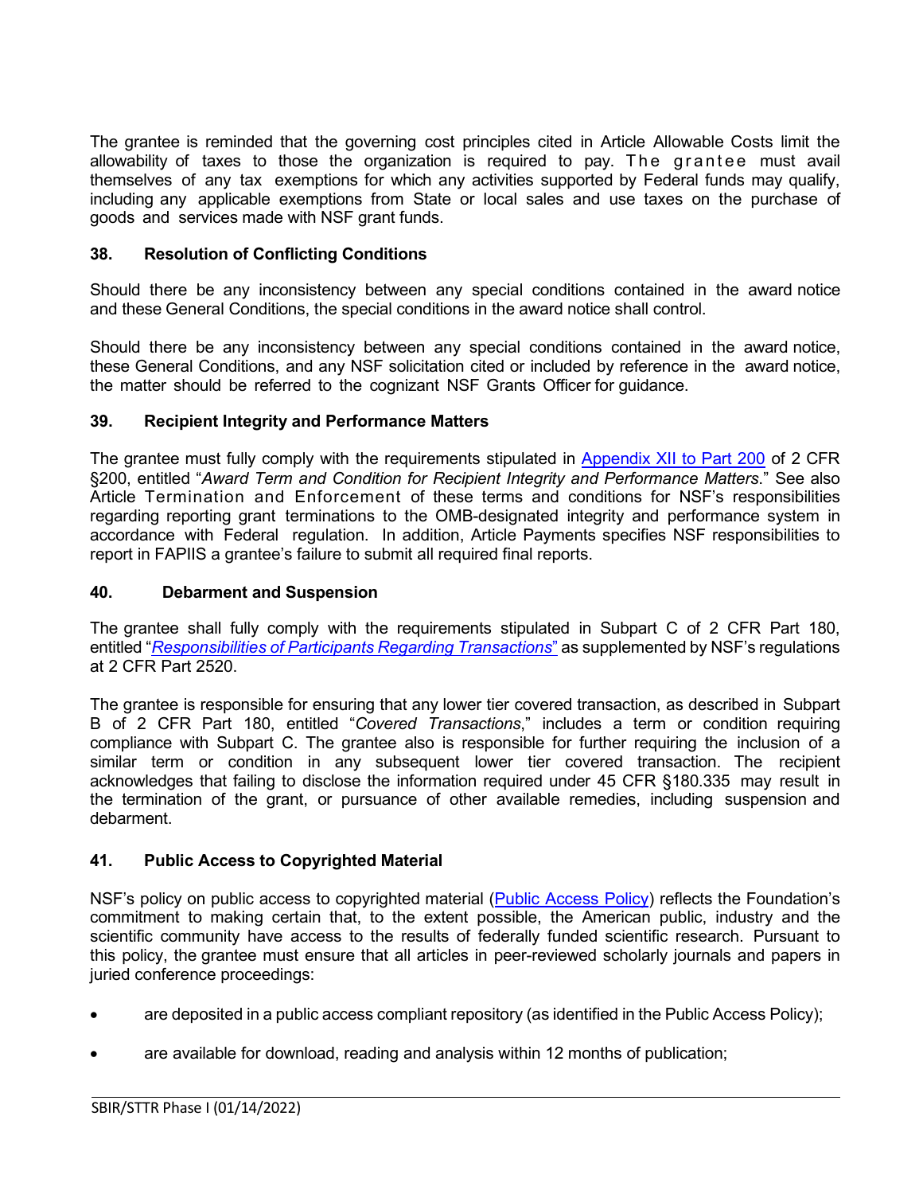The grantee is reminded that the governing cost principles cited in Article Allowable Costs limit the allowability of taxes to those the organization is required to pay. The grantee must avail themselves of any tax exemptions for which any activities supported by Federal funds may qualify, including any applicable exemptions from State or local sales and use taxes on the purchase of goods and services made with NSF grant funds.

### 38. Resolution of Conflicting Conditions

Should there be any inconsistency between any special conditions contained in the award notice and these General Conditions, the special conditions in the award notice shall control.

Should there be any inconsistency between any special conditions contained in the award notice, these General Conditions, and any NSF solicitation cited or included by reference in the award notice, the matter should be referred to the cognizant NSF Grants Officer for guidance.

### 39. Recipient Integrity and Performance Matters

The grantee must fully comply with the requirements stipulated in Appendix XII to Part 200 of 2 CFR §200, entitled "*Award Term and Condition for Recipient Integrity and Performance Matters*." See also Article Termination and Enforcement of these terms and conditions for NSF's responsibilities regarding reporting grant terminations to the OMB-designated integrity and performance system in accordance with Federal regulation. In addition, Article Payments specifies NSF responsibilities to report in FAPIIS a grantee's failure to submit all required final reports.

### 40. Debarment and Suspension

The grantee shall fully comply with the requirements stipulated in Subpart C of 2 CFR Part 180, entitled "*Responsibilities of Participants Regarding Transactions*" as supplemented by NSF's regulations at 2 CFR Part 2520.

The grantee is responsible for ensuring that any lower tier covered transaction, as described in Subpart B of 2 CFR Part 180, entitled "*Covered Transactions*," includes a term or condition requiring compliance with Subpart C. The grantee also is responsible for further requiring the inclusion of a similar term or condition in any subsequent lower tier covered transaction. The recipient acknowledges that failing to disclose the information required under 45 CFR §180.335 may result in the termination of the grant, or pursuance of other available remedies, including suspension and debarment.

### 41. Public Access to Copyrighted Material

NSF's policy on public access to copyrighted material (Public Access Policy) reflects the Foundation's commitment to making certain that, to the extent possible, the American public, industry and the scientific community have access to the results of federally funded scientific research. Pursuant to this policy, the grantee must ensure that all articles in peer-reviewed scholarly journals and papers in juried conference proceedings:

- are deposited in a public access compliant repository (as identified in the Public Access Policy);
- are available for download, reading and analysis within 12 months of publication;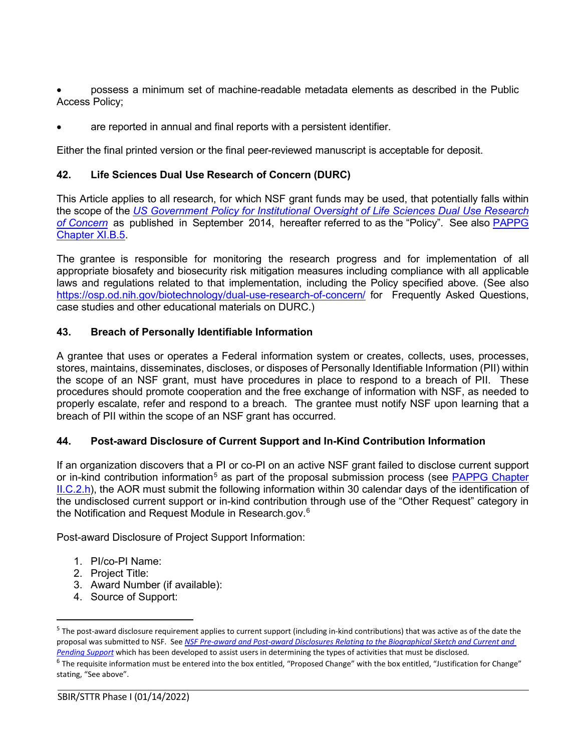- possess a minimum set of machine-readable metadata elements as described in the Public Access Policy;
- are reported in annual and final reports with a persistent identifier.

Either the final printed version or the final peer-reviewed manuscript is acceptable for deposit.

### 42. Life Sciences Dual Use Research of Concern (DURC)

This Article applies to all research, for which NSF grant funds may be used, that potentially falls within the scope of the *US Government Policy for Institutional Oversight of Life Sciences Dual Use Research of Concern* as published in September 2014, hereafter referred to as the "Policy". See also PAPPG Chapter XI.B.5.

The grantee is responsible for monitoring the research progress and for implementation of all appropriate biosafety and biosecurity risk mitigation measures including compliance with all applicable laws and regulations related to that implementation, including the Policy specified above. (See also https://osp.od.nih.gov/biotechnology/dual-use-research-of-concern/ for Frequently Asked Questions, case studies and other educational materials on DURC.)

### 43. Breach of Personally Identifiable Information

A grantee that uses or operates a Federal information system or creates, collects, uses, processes, stores, maintains, disseminates, discloses, or disposes of Personally Identifiable Information (PII) within the scope of an NSF grant, must have procedures in place to respond to a breach of PII. These procedures should promote cooperation and the free exchange of information with NSF, as needed to properly escalate, refer and respond to a breach. The grantee must notify NSF upon learning that a breach of PII within the scope of an NSF grant has occurred.

### 44. Post-award Disclosure of Current Support and In-Kind Contribution Information

If an organization discovers that a PI or co-PI on an active NSF grant failed to disclose current support or in-kind contribution information[5] as part of the proposal submission process (see PAPPG Chapter II.C.2.h), the AOR must submit the following information within 30 calendar days of the identification of the undisclosed current support or in-kind contribution through use of the "Other Request" category in the Notification and Request Module in Research.gov.[6]

Post-award Disclosure of Project Support Information:

1. PI/co-PI Name:
2. Project Title:
3. Award Number (if available):
4. Source of Support:

---

[5] The post-award disclosure requirement applies to current support (including in-kind contributions) that was active as of the date the proposal was submitted to NSF. See *NSF Pre-award and Post-award Disclosures Relating to the Biographical Sketch and Current and Pending Support* which has been developed to assist users in determining the types of activities that must be disclosed.

[6] The requisite information must be entered into the box entitled, "Proposed Change" with the box entitled, "Justification for Change" stating, "See above".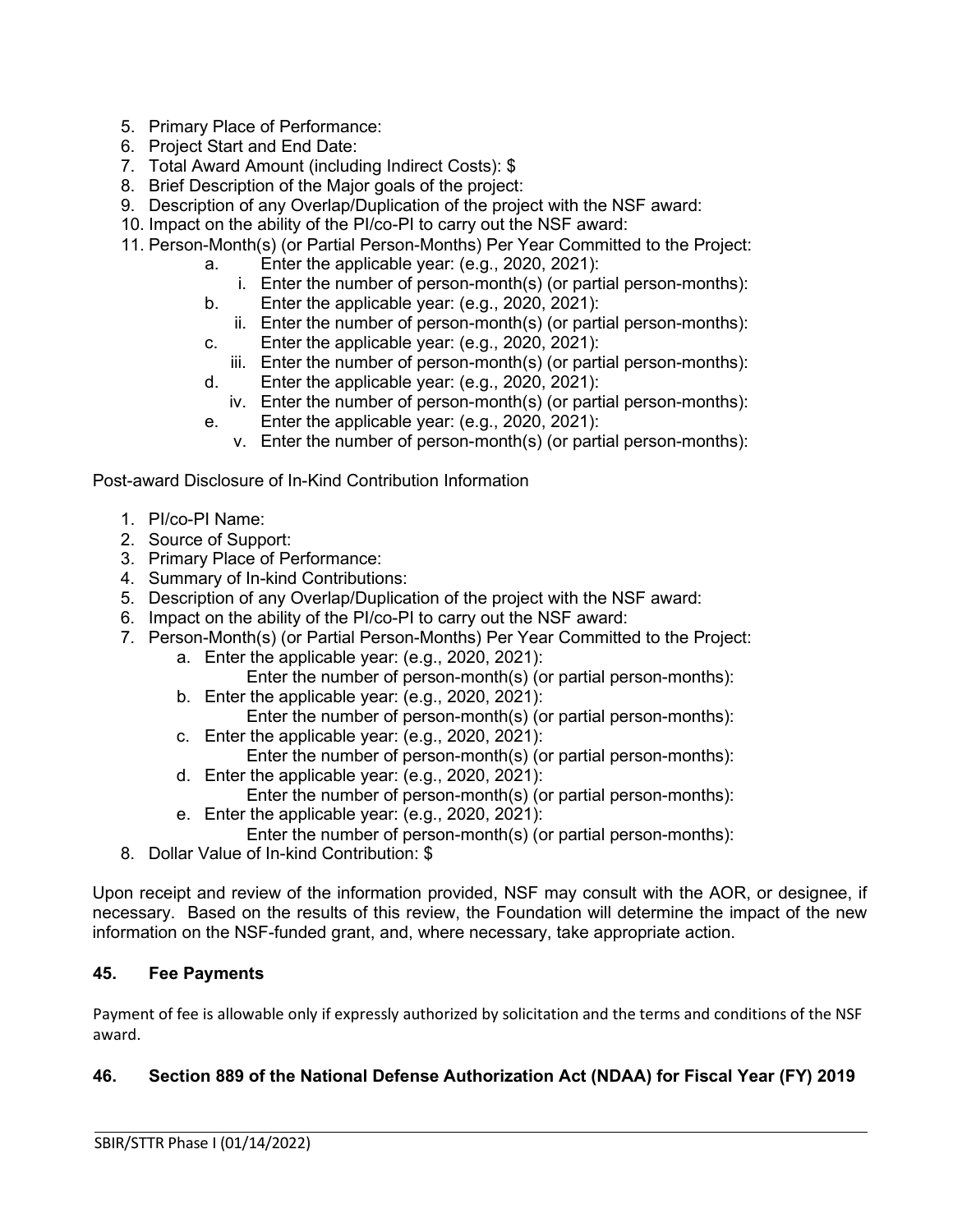5. Primary Place of Performance:
6. Project Start and End Date:
7. Total Award Amount (including Indirect Costs): $
8. Brief Description of the Major goals of the project:
9. Description of any Overlap/Duplication of the project with the NSF award:
10. Impact on the ability of the PI/co-PI to carry out the NSF award:
11. Person-Month(s) (or Partial Person-Months) Per Year Committed to the Project:
    a. Enter the applicable year: (e.g., 2020, 2021):
        i. Enter the number of person-month(s) (or partial person-months):
    b. Enter the applicable year: (e.g., 2020, 2021):
        ii. Enter the number of person-month(s) (or partial person-months):
    c. Enter the applicable year: (e.g., 2020, 2021):
        iii. Enter the number of person-month(s) (or partial person-months):
    d. Enter the applicable year: (e.g., 2020, 2021):
        iv. Enter the number of person-month(s) (or partial person-months):
    e. Enter the applicable year: (e.g., 2020, 2021):
        v. Enter the number of person-month(s) (or partial person-months):

Post-award Disclosure of In-Kind Contribution Information

1. PI/co-PI Name:
2. Source of Support:
3. Primary Place of Performance:
4. Summary of In-kind Contributions:
5. Description of any Overlap/Duplication of the project with the NSF award:
6. Impact on the ability of the PI/co-PI to carry out the NSF award:
7. Person-Month(s) (or Partial Person-Months) Per Year Committed to the Project:
    a. Enter the applicable year: (e.g., 2020, 2021):
       Enter the number of person-month(s) (or partial person-months):
    b. Enter the applicable year: (e.g., 2020, 2021):
       Enter the number of person-month(s) (or partial person-months):
    c. Enter the applicable year: (e.g., 2020, 2021):
       Enter the number of person-month(s) (or partial person-months):
    d. Enter the applicable year: (e.g., 2020, 2021):
       Enter the number of person-month(s) (or partial person-months):
    e. Enter the applicable year: (e.g., 2020, 2021):
       Enter the number of person-month(s) (or partial person-months):
8. Dollar Value of In-kind Contribution: $

Upon receipt and review of the information provided, NSF may consult with the AOR, or designee, if necessary. Based on the results of this review, the Foundation will determine the impact of the new information on the NSF-funded grant, and, where necessary, take appropriate action.

### 45. Fee Payments

Payment of fee is allowable only if expressly authorized by solicitation and the terms and conditions of the NSF award.

### 46. Section 889 of the National Defense Authorization Act (NDAA) for Fiscal Year (FY) 2019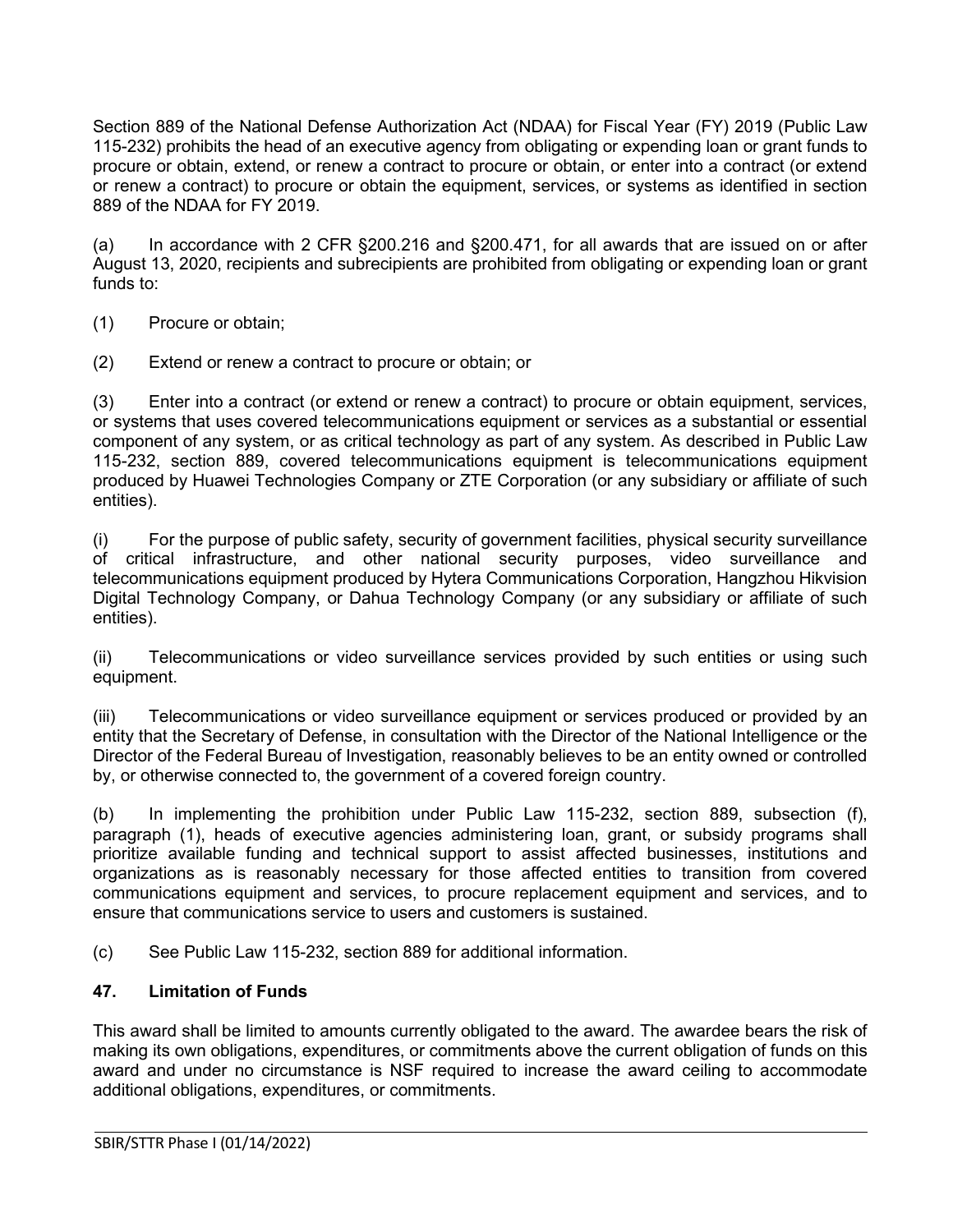Section 889 of the National Defense Authorization Act (NDAA) for Fiscal Year (FY) 2019 (Public Law 115-232) prohibits the head of an executive agency from obligating or expending loan or grant funds to procure or obtain, extend, or renew a contract to procure or obtain, or enter into a contract (or extend or renew a contract) to procure or obtain the equipment, services, or systems as identified in section 889 of the NDAA for FY 2019.

(a) In accordance with 2 CFR §200.216 and §200.471, for all awards that are issued on or after August 13, 2020, recipients and subrecipients are prohibited from obligating or expending loan or grant funds to:

(1) Procure or obtain;

(2) Extend or renew a contract to procure or obtain; or

(3) Enter into a contract (or extend or renew a contract) to procure or obtain equipment, services, or systems that uses covered telecommunications equipment or services as a substantial or essential component of any system, or as critical technology as part of any system. As described in Public Law 115-232, section 889, covered telecommunications equipment is telecommunications equipment produced by Huawei Technologies Company or ZTE Corporation (or any subsidiary or affiliate of such entities).

(i) For the purpose of public safety, security of government facilities, physical security surveillance of critical infrastructure, and other national security purposes, video surveillance and telecommunications equipment produced by Hytera Communications Corporation, Hangzhou Hikvision Digital Technology Company, or Dahua Technology Company (or any subsidiary or affiliate of such entities).

(ii) Telecommunications or video surveillance services provided by such entities or using such equipment.

(iii) Telecommunications or video surveillance equipment or services produced or provided by an entity that the Secretary of Defense, in consultation with the Director of the National Intelligence or the Director of the Federal Bureau of Investigation, reasonably believes to be an entity owned or controlled by, or otherwise connected to, the government of a covered foreign country.

(b) In implementing the prohibition under Public Law 115-232, section 889, subsection (f), paragraph (1), heads of executive agencies administering loan, grant, or subsidy programs shall prioritize available funding and technical support to assist affected businesses, institutions and organizations as is reasonably necessary for those affected entities to transition from covered communications equipment and services, to procure replacement equipment and services, and to ensure that communications service to users and customers is sustained.

(c) See Public Law 115-232, section 889 for additional information.

## 47. Limitation of Funds

This award shall be limited to amounts currently obligated to the award. The awardee bears the risk of making its own obligations, expenditures, or commitments above the current obligation of funds on this award and under no circumstance is NSF required to increase the award ceiling to accommodate additional obligations, expenditures, or commitments.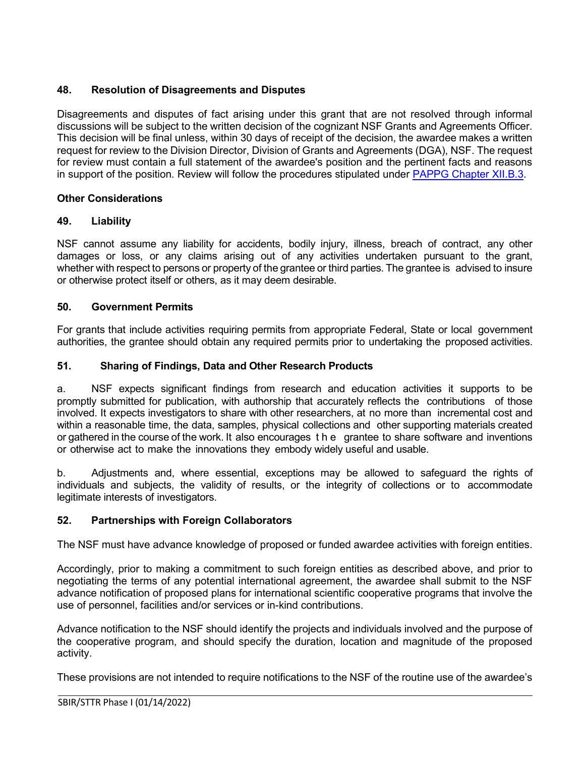### 48. Resolution of Disagreements and Disputes

Disagreements and disputes of fact arising under this grant that are not resolved through informal discussions will be subject to the written decision of the cognizant NSF Grants and Agreements Officer. This decision will be final unless, within 30 days of receipt of the decision, the awardee makes a written request for review to the Division Director, Division of Grants and Agreements (DGA), NSF. The request for review must contain a full statement of the awardee's position and the pertinent facts and reasons in support of the position. Review will follow the procedures stipulated under [PAPPG Chapter XII.B.3](#).

### Other Considerations

### 49. Liability

NSF cannot assume any liability for accidents, bodily injury, illness, breach of contract, any other damages or loss, or any claims arising out of any activities undertaken pursuant to the grant, whether with respect to persons or property of the grantee or third parties. The grantee is advised to insure or otherwise protect itself or others, as it may deem desirable.

### 50. Government Permits

For grants that include activities requiring permits from appropriate Federal, State or local government authorities, the grantee should obtain any required permits prior to undertaking the proposed activities.

### 51. Sharing of Findings, Data and Other Research Products

a. NSF expects significant findings from research and education activities it supports to be promptly submitted for publication, with authorship that accurately reflects the contributions of those involved. It expects investigators to share with other researchers, at no more than incremental cost and within a reasonable time, the data, samples, physical collections and other supporting materials created or gathered in the course of the work. It also encourages the grantee to share software and inventions or otherwise act to make the innovations they embody widely useful and usable.

b. Adjustments and, where essential, exceptions may be allowed to safeguard the rights of individuals and subjects, the validity of results, or the integrity of collections or to accommodate legitimate interests of investigators.

### 52. Partnerships with Foreign Collaborators

The NSF must have advance knowledge of proposed or funded awardee activities with foreign entities.

Accordingly, prior to making a commitment to such foreign entities as described above, and prior to negotiating the terms of any potential international agreement, the awardee shall submit to the NSF advance notification of proposed plans for international scientific cooperative programs that involve the use of personnel, facilities and/or services or in-kind contributions.

Advance notification to the NSF should identify the projects and individuals involved and the purpose of the cooperative program, and should specify the duration, location and magnitude of the proposed activity.

These provisions are not intended to require notifications to the NSF of the routine use of the awardee's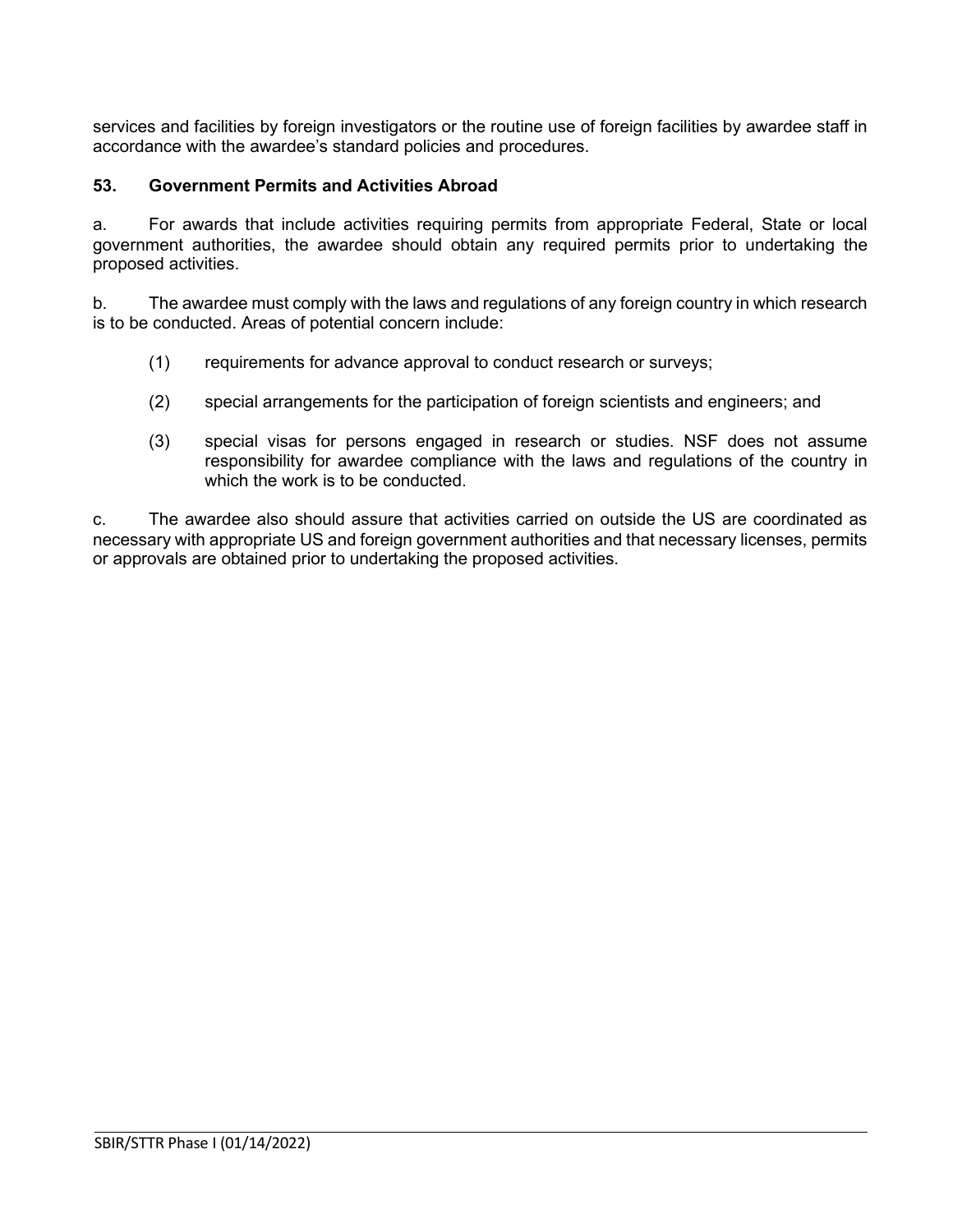services and facilities by foreign investigators or the routine use of foreign facilities by awardee staff in accordance with the awardee's standard policies and procedures.

**53. Government Permits and Activities Abroad**

a. For awards that include activities requiring permits from appropriate Federal, State or local government authorities, the awardee should obtain any required permits prior to undertaking the proposed activities.

b. The awardee must comply with the laws and regulations of any foreign country in which research is to be conducted. Areas of potential concern include:

(1) requirements for advance approval to conduct research or surveys;

(2) special arrangements for the participation of foreign scientists and engineers; and

(3) special visas for persons engaged in research or studies. NSF does not assume responsibility for awardee compliance with the laws and regulations of the country in which the work is to be conducted.

c. The awardee also should assure that activities carried on outside the US are coordinated as necessary with appropriate US and foreign government authorities and that necessary licenses, permits or approvals are obtained prior to undertaking the proposed activities.